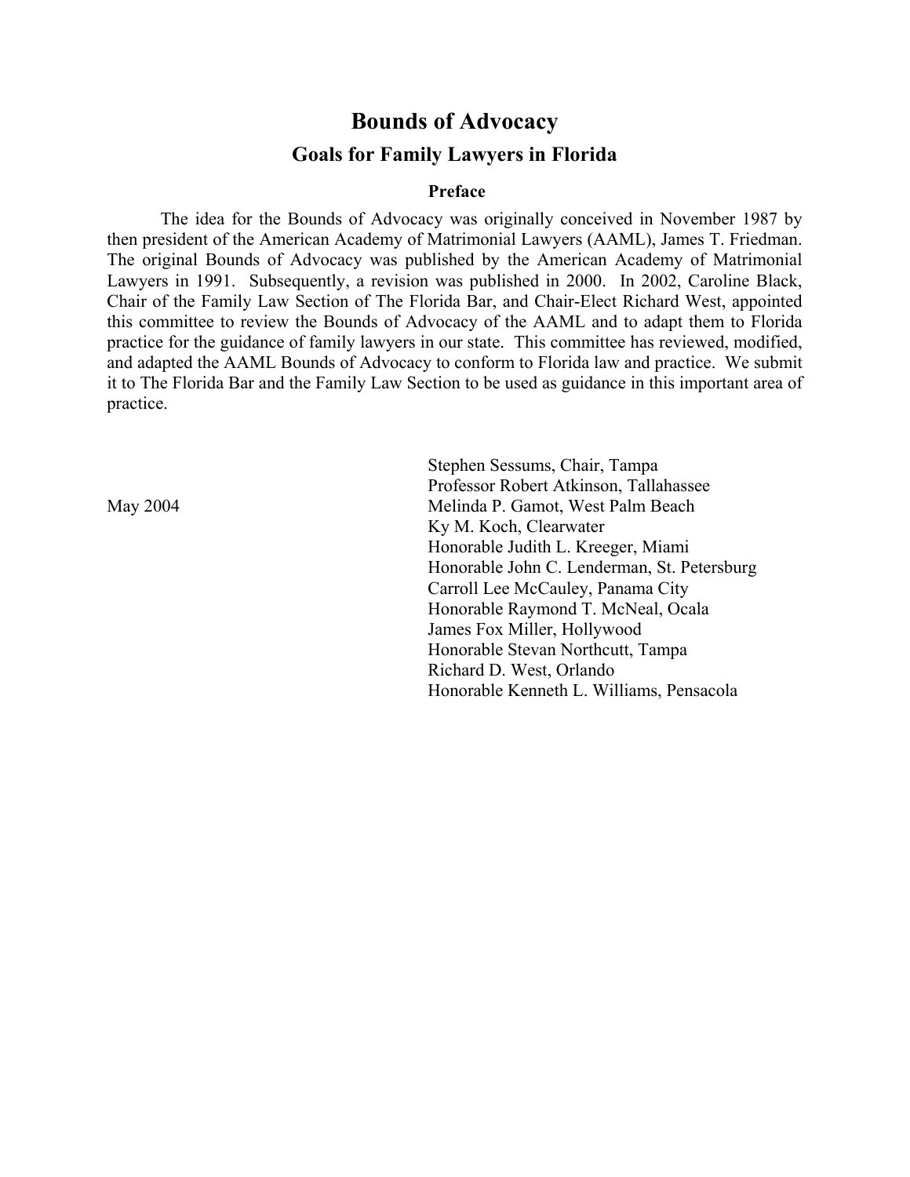# Bounds of Advocacy

## Goals for Family Lawyers in Florida

### Preface

The idea for the Bounds of Advocacy was originally conceived in November 1987 by then president of the American Academy of Matrimonial Lawyers (AAML), James T. Friedman. The original Bounds of Advocacy was published by the American Academy of Matrimonial Lawyers in 1991. Subsequently, a revision was published in 2000. In 2002, Caroline Black, Chair of the Family Law Section of The Florida Bar, and Chair-Elect Richard West, appointed this committee to review the Bounds of Advocacy of the AAML and to adapt them to Florida practice for the guidance of family lawyers in our state. This committee has reviewed, modified, and adapted the AAML Bounds of Advocacy to conform to Florida law and practice. We submit it to The Florida Bar and the Family Law Section to be used as guidance in this important area of practice.

May 2004

Stephen Sessums, Chair, Tampa
Professor Robert Atkinson, Tallahassee
Melinda P. Gamot, West Palm Beach
Ky M. Koch, Clearwater
Honorable Judith L. Kreeger, Miami
Honorable John C. Lenderman, St. Petersburg
Carroll Lee McCauley, Panama City
Honorable Raymond T. McNeal, Ocala
James Fox Miller, Hollywood
Honorable Stevan Northcutt, Tampa
Richard D. West, Orlando
Honorable Kenneth L. Williams, Pensacola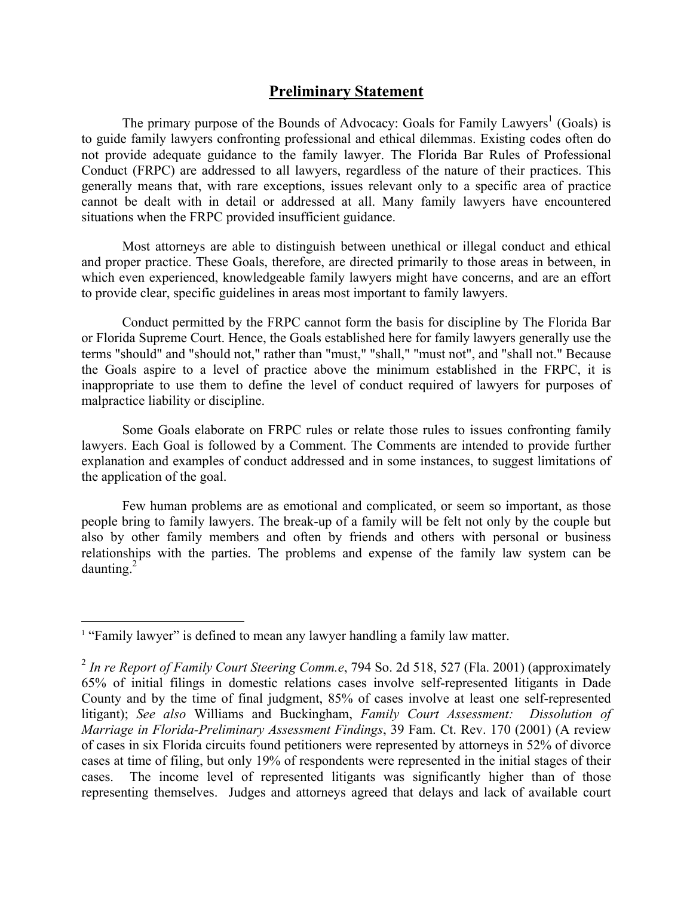## Preliminary Statement

The primary purpose of the Bounds of Advocacy: Goals for Family Lawyers[1] (Goals) is to guide family lawyers confronting professional and ethical dilemmas. Existing codes often do not provide adequate guidance to the family lawyer. The Florida Bar Rules of Professional Conduct (FRPC) are addressed to all lawyers, regardless of the nature of their practices. This generally means that, with rare exceptions, issues relevant only to a specific area of practice cannot be dealt with in detail or addressed at all. Many family lawyers have encountered situations when the FRPC provided insufficient guidance.

Most attorneys are able to distinguish between unethical or illegal conduct and ethical and proper practice. These Goals, therefore, are directed primarily to those areas in between, in which even experienced, knowledgeable family lawyers might have concerns, and are an effort to provide clear, specific guidelines in areas most important to family lawyers.

Conduct permitted by the FRPC cannot form the basis for discipline by The Florida Bar or Florida Supreme Court. Hence, the Goals established here for family lawyers generally use the terms "should" and "should not," rather than "must," "shall," "must not", and "shall not." Because the Goals aspire to a level of practice above the minimum established in the FRPC, it is inappropriate to use them to define the level of conduct required of lawyers for purposes of malpractice liability or discipline.

Some Goals elaborate on FRPC rules or relate those rules to issues confronting family lawyers. Each Goal is followed by a Comment. The Comments are intended to provide further explanation and examples of conduct addressed and in some instances, to suggest limitations of the application of the goal.

Few human problems are as emotional and complicated, or seem so important, as those people bring to family lawyers. The break-up of a family will be felt not only by the couple but also by other family members and often by friends and others with personal or business relationships with the parties. The problems and expense of the family law system can be daunting.[2]

---

[1] "Family lawyer" is defined to mean any lawyer handling a family law matter.

[2] *In re Report of Family Court Steering Comm.e*, 794 So. 2d 518, 527 (Fla. 2001) (approximately 65% of initial filings in domestic relations cases involve self-represented litigants in Dade County and by the time of final judgment, 85% of cases involve at least one self-represented litigant); *See also* Williams and Buckingham, *Family Court Assessment: Dissolution of Marriage in Florida-Preliminary Assessment Findings*, 39 Fam. Ct. Rev. 170 (2001) (A review of cases in six Florida circuits found petitioners were represented by attorneys in 52% of divorce cases at time of filing, but only 19% of respondents were represented in the initial stages of their cases. The income level of represented litigants was significantly higher than of those representing themselves. Judges and attorneys agreed that delays and lack of available court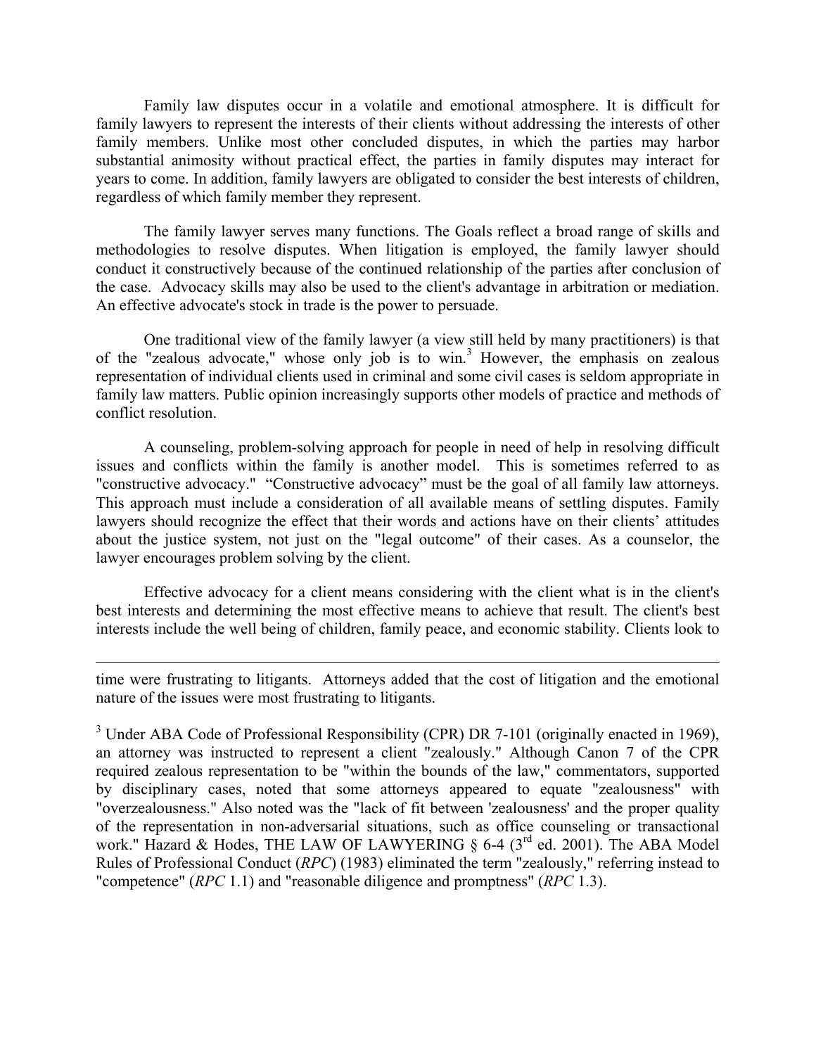Family law disputes occur in a volatile and emotional atmosphere. It is difficult for family lawyers to represent the interests of their clients without addressing the interests of other family members. Unlike most other concluded disputes, in which the parties may harbor substantial animosity without practical effect, the parties in family disputes may interact for years to come. In addition, family lawyers are obligated to consider the best interests of children, regardless of which family member they represent.

The family lawyer serves many functions. The Goals reflect a broad range of skills and methodologies to resolve disputes. When litigation is employed, the family lawyer should conduct it constructively because of the continued relationship of the parties after conclusion of the case. Advocacy skills may also be used to the client's advantage in arbitration or mediation. An effective advocate's stock in trade is the power to persuade.

One traditional view of the family lawyer (a view still held by many practitioners) is that of the "zealous advocate," whose only job is to win.[3] However, the emphasis on zealous representation of individual clients used in criminal and some civil cases is seldom appropriate in family law matters. Public opinion increasingly supports other models of practice and methods of conflict resolution.

A counseling, problem-solving approach for people in need of help in resolving difficult issues and conflicts within the family is another model. This is sometimes referred to as "constructive advocacy." "Constructive advocacy" must be the goal of all family law attorneys. This approach must include a consideration of all available means of settling disputes. Family lawyers should recognize the effect that their words and actions have on their clients' attitudes about the justice system, not just on the "legal outcome" of their cases. As a counselor, the lawyer encourages problem solving by the client.

Effective advocacy for a client means considering with the client what is in the client's best interests and determining the most effective means to achieve that result. The client's best interests include the well being of children, family peace, and economic stability. Clients look to

---

time were frustrating to litigants. Attorneys added that the cost of litigation and the emotional nature of the issues were most frustrating to litigants.

[3] Under ABA Code of Professional Responsibility (CPR) DR 7-101 (originally enacted in 1969), an attorney was instructed to represent a client "zealously." Although Canon 7 of the CPR required zealous representation to be "within the bounds of the law," commentators, supported by disciplinary cases, noted that some attorneys appeared to equate "zealousness" with "overzealousness." Also noted was the "lack of fit between 'zealousness' and the proper quality of the representation in non-adversarial situations, such as office counseling or transactional work." Hazard & Hodes, THE LAW OF LAWYERING § 6-4 (3rd ed. 2001). The ABA Model Rules of Professional Conduct (*RPC*) (1983) eliminated the term "zealously," referring instead to "competence" (*RPC* 1.1) and "reasonable diligence and promptness" (*RPC* 1.3).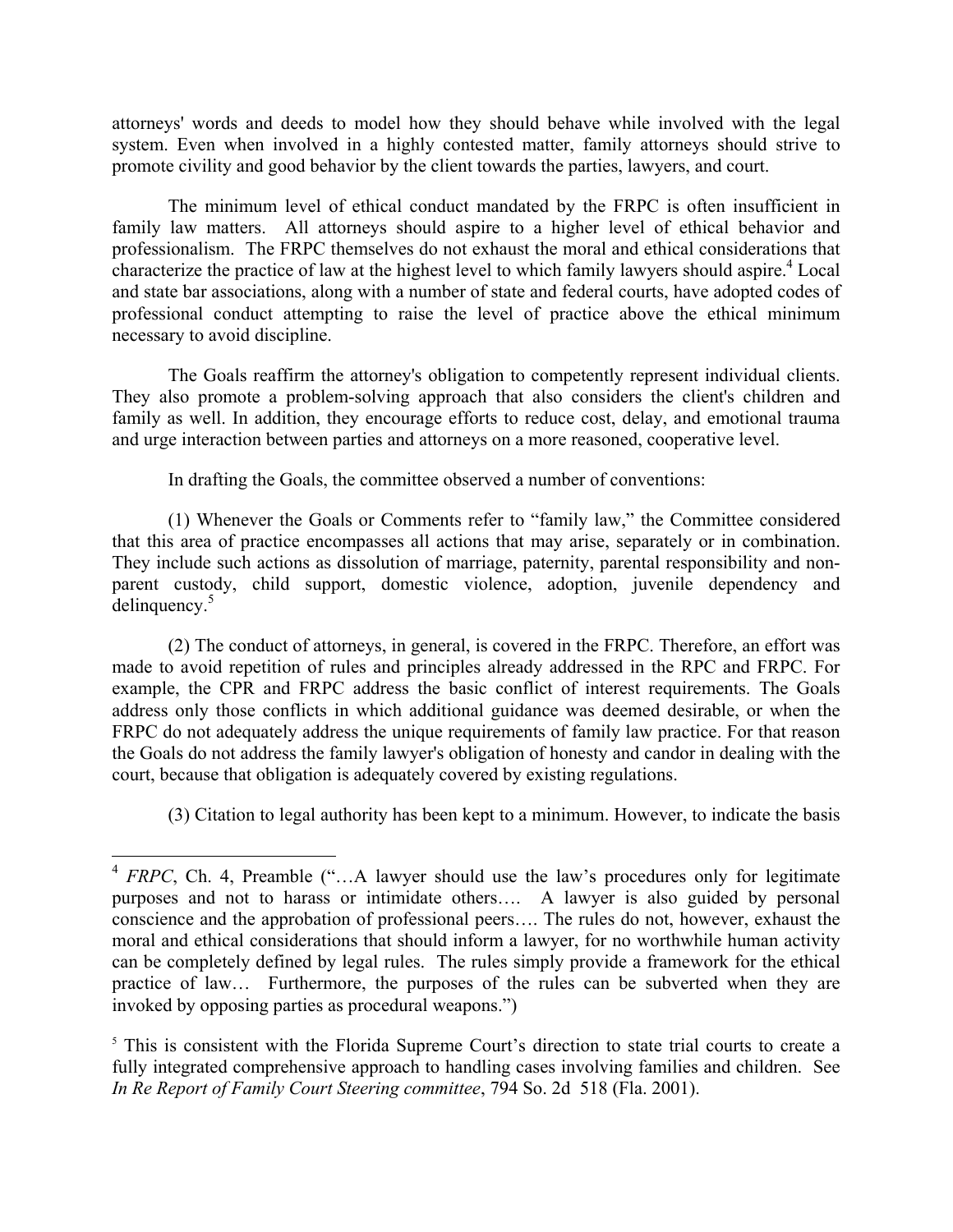attorneys' words and deeds to model how they should behave while involved with the legal system. Even when involved in a highly contested matter, family attorneys should strive to promote civility and good behavior by the client towards the parties, lawyers, and court.

The minimum level of ethical conduct mandated by the FRPC is often insufficient in family law matters. All attorneys should aspire to a higher level of ethical behavior and professionalism. The FRPC themselves do not exhaust the moral and ethical considerations that characterize the practice of law at the highest level to which family lawyers should aspire.[4] Local and state bar associations, along with a number of state and federal courts, have adopted codes of professional conduct attempting to raise the level of practice above the ethical minimum necessary to avoid discipline.

The Goals reaffirm the attorney's obligation to competently represent individual clients. They also promote a problem-solving approach that also considers the client's children and family as well. In addition, they encourage efforts to reduce cost, delay, and emotional trauma and urge interaction between parties and attorneys on a more reasoned, cooperative level.

In drafting the Goals, the committee observed a number of conventions:

(1) Whenever the Goals or Comments refer to "family law," the Committee considered that this area of practice encompasses all actions that may arise, separately or in combination. They include such actions as dissolution of marriage, paternity, parental responsibility and non-parent custody, child support, domestic violence, adoption, juvenile dependency and delinquency.[5]

(2) The conduct of attorneys, in general, is covered in the FRPC. Therefore, an effort was made to avoid repetition of rules and principles already addressed in the RPC and FRPC. For example, the CPR and FRPC address the basic conflict of interest requirements. The Goals address only those conflicts in which additional guidance was deemed desirable, or when the FRPC do not adequately address the unique requirements of family law practice. For that reason the Goals do not address the family lawyer's obligation of honesty and candor in dealing with the court, because that obligation is adequately covered by existing regulations.

(3) Citation to legal authority has been kept to a minimum. However, to indicate the basis

---

[4] *FRPC*, Ch. 4, Preamble ("…A lawyer should use the law's procedures only for legitimate purposes and not to harass or intimidate others…. A lawyer is also guided by personal conscience and the approbation of professional peers…. The rules do not, however, exhaust the moral and ethical considerations that should inform a lawyer, for no worthwhile human activity can be completely defined by legal rules. The rules simply provide a framework for the ethical practice of law… Furthermore, the purposes of the rules can be subverted when they are invoked by opposing parties as procedural weapons.")

[5] This is consistent with the Florida Supreme Court's direction to state trial courts to create a fully integrated comprehensive approach to handling cases involving families and children. See *In Re Report of Family Court Steering committee*, 794 So. 2d 518 (Fla. 2001).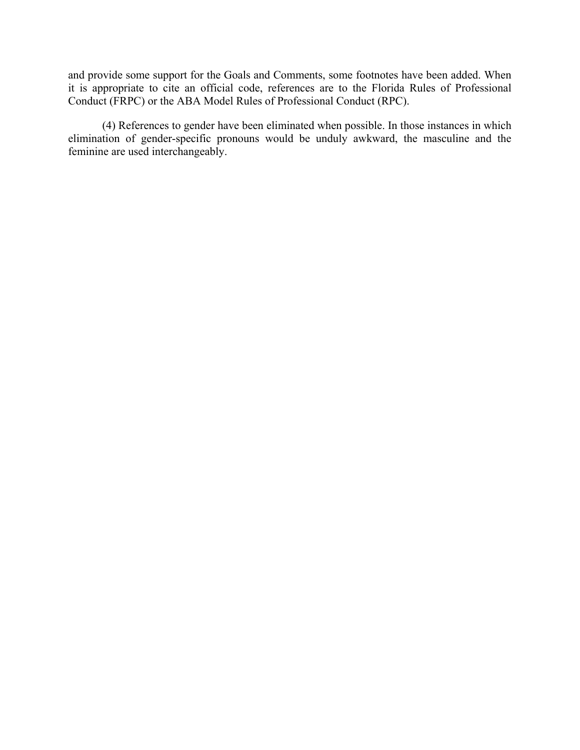and provide some support for the Goals and Comments, some footnotes have been added. When it is appropriate to cite an official code, references are to the Florida Rules of Professional Conduct (FRPC) or the ABA Model Rules of Professional Conduct (RPC).

(4) References to gender have been eliminated when possible. In those instances in which elimination of gender-specific pronouns would be unduly awkward, the masculine and the feminine are used interchangeably.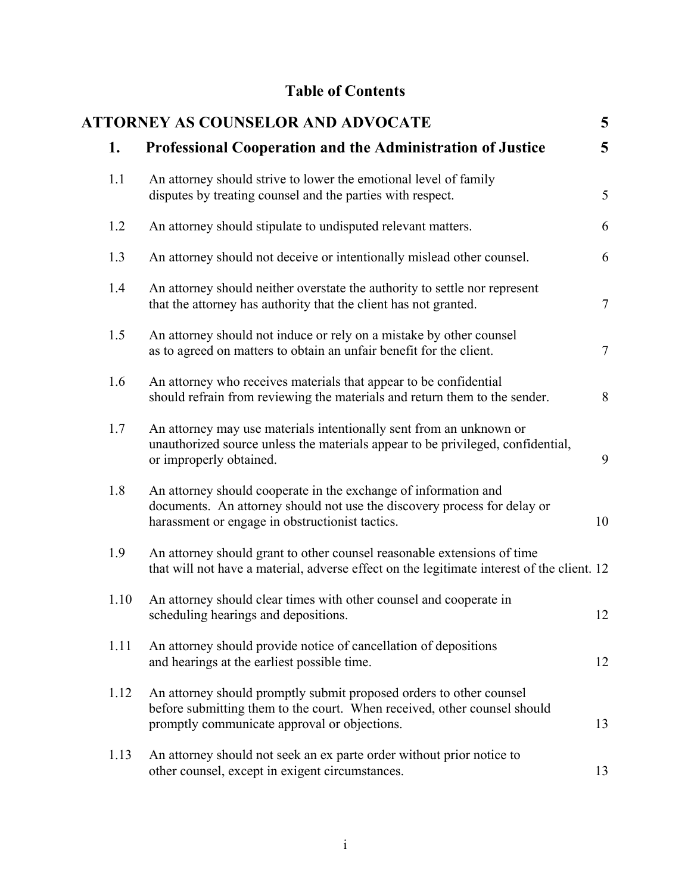# Table of Contents

| | | |
|---|---|---|
| **ATTORNEY AS COUNSELOR AND ADVOCATE** | | **5** |
| **1.** | **Professional Cooperation and the Administration of Justice** | **5** |
| 1.1 | An attorney should strive to lower the emotional level of family disputes by treating counsel and the parties with respect. | 5 |
| 1.2 | An attorney should stipulate to undisputed relevant matters. | 6 |
| 1.3 | An attorney should not deceive or intentionally mislead other counsel. | 6 |
| 1.4 | An attorney should neither overstate the authority to settle nor represent that the attorney has authority that the client has not granted. | 7 |
| 1.5 | An attorney should not induce or rely on a mistake by other counsel as to agreed on matters to obtain an unfair benefit for the client. | 7 |
| 1.6 | An attorney who receives materials that appear to be confidential should refrain from reviewing the materials and return them to the sender. | 8 |
| 1.7 | An attorney may use materials intentionally sent from an unknown or unauthorized source unless the materials appear to be privileged, confidential, or improperly obtained. | 9 |
| 1.8 | An attorney should cooperate in the exchange of information and documents. An attorney should not use the discovery process for delay or harassment or engage in obstructionist tactics. | 10 |
| 1.9 | An attorney should grant to other counsel reasonable extensions of time that will not have a material, adverse effect on the legitimate interest of the client. | 12 |
| 1.10 | An attorney should clear times with other counsel and cooperate in scheduling hearings and depositions. | 12 |
| 1.11 | An attorney should provide notice of cancellation of depositions and hearings at the earliest possible time. | 12 |
| 1.12 | An attorney should promptly submit proposed orders to other counsel before submitting them to the court. When received, other counsel should promptly communicate approval or objections. | 13 |
| 1.13 | An attorney should not seek an ex parte order without prior notice to other counsel, except in exigent circumstances. | 13 |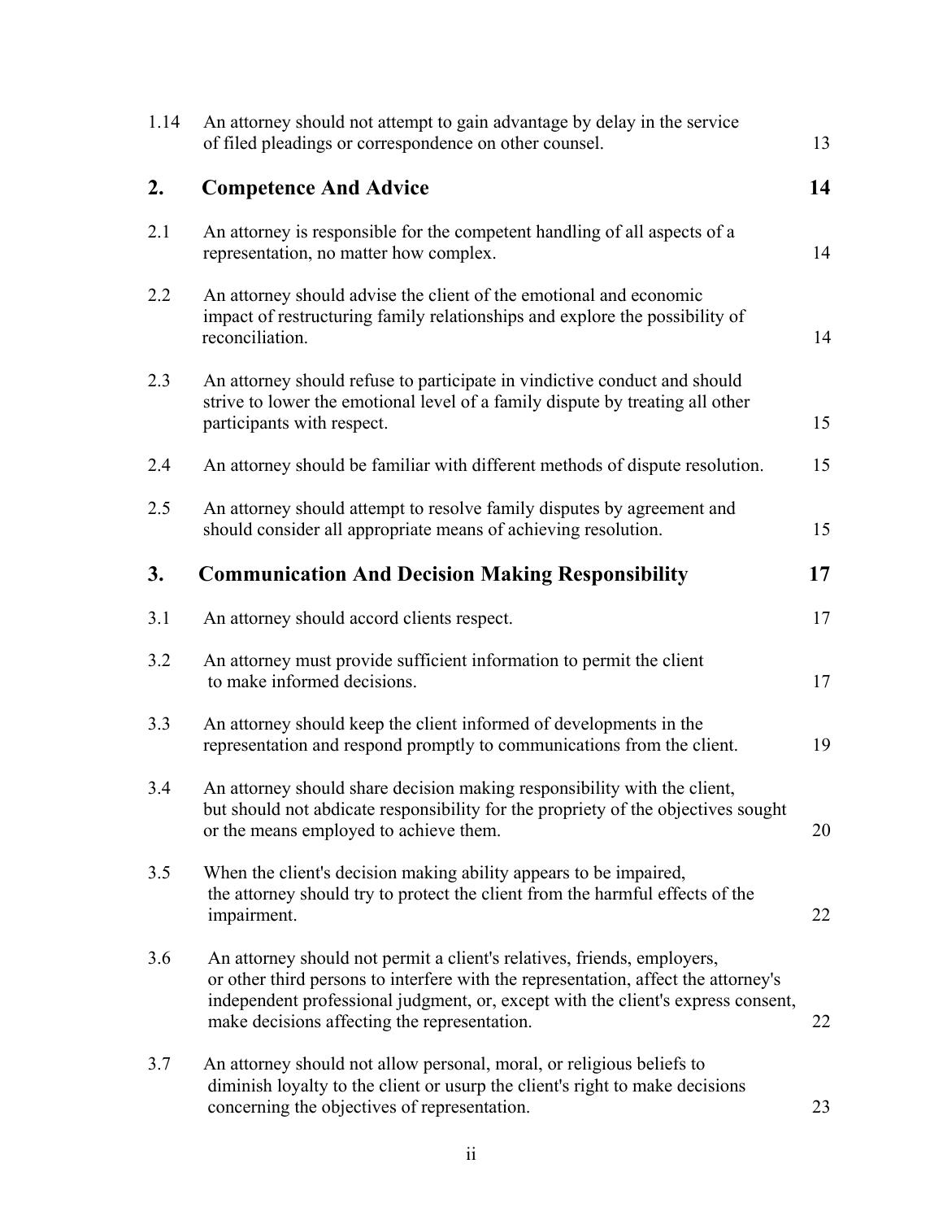| | | |
|---|---|---|
| 1.14 | An attorney should not attempt to gain advantage by delay in the service of filed pleadings or correspondence on other counsel. | 13 |
| **2.** | **Competence And Advice** | **14** |
| 2.1 | An attorney is responsible for the competent handling of all aspects of a representation, no matter how complex. | 14 |
| 2.2 | An attorney should advise the client of the emotional and economic impact of restructuring family relationships and explore the possibility of reconciliation. | 14 |
| 2.3 | An attorney should refuse to participate in vindictive conduct and should strive to lower the emotional level of a family dispute by treating all other participants with respect. | 15 |
| 2.4 | An attorney should be familiar with different methods of dispute resolution. | 15 |
| 2.5 | An attorney should attempt to resolve family disputes by agreement and should consider all appropriate means of achieving resolution. | 15 |
| **3.** | **Communication And Decision Making Responsibility** | **17** |
| 3.1 | An attorney should accord clients respect. | 17 |
| 3.2 | An attorney must provide sufficient information to permit the client to make informed decisions. | 17 |
| 3.3 | An attorney should keep the client informed of developments in the representation and respond promptly to communications from the client. | 19 |
| 3.4 | An attorney should share decision making responsibility with the client, but should not abdicate responsibility for the propriety of the objectives sought or the means employed to achieve them. | 20 |
| 3.5 | When the client's decision making ability appears to be impaired, the attorney should try to protect the client from the harmful effects of the impairment. | 22 |
| 3.6 | An attorney should not permit a client's relatives, friends, employers, or other third persons to interfere with the representation, affect the attorney's independent professional judgment, or, except with the client's express consent, make decisions affecting the representation. | 22 |
| 3.7 | An attorney should not allow personal, moral, or religious beliefs to diminish loyalty to the client or usurp the client's right to make decisions concerning the objectives of representation. | 23 |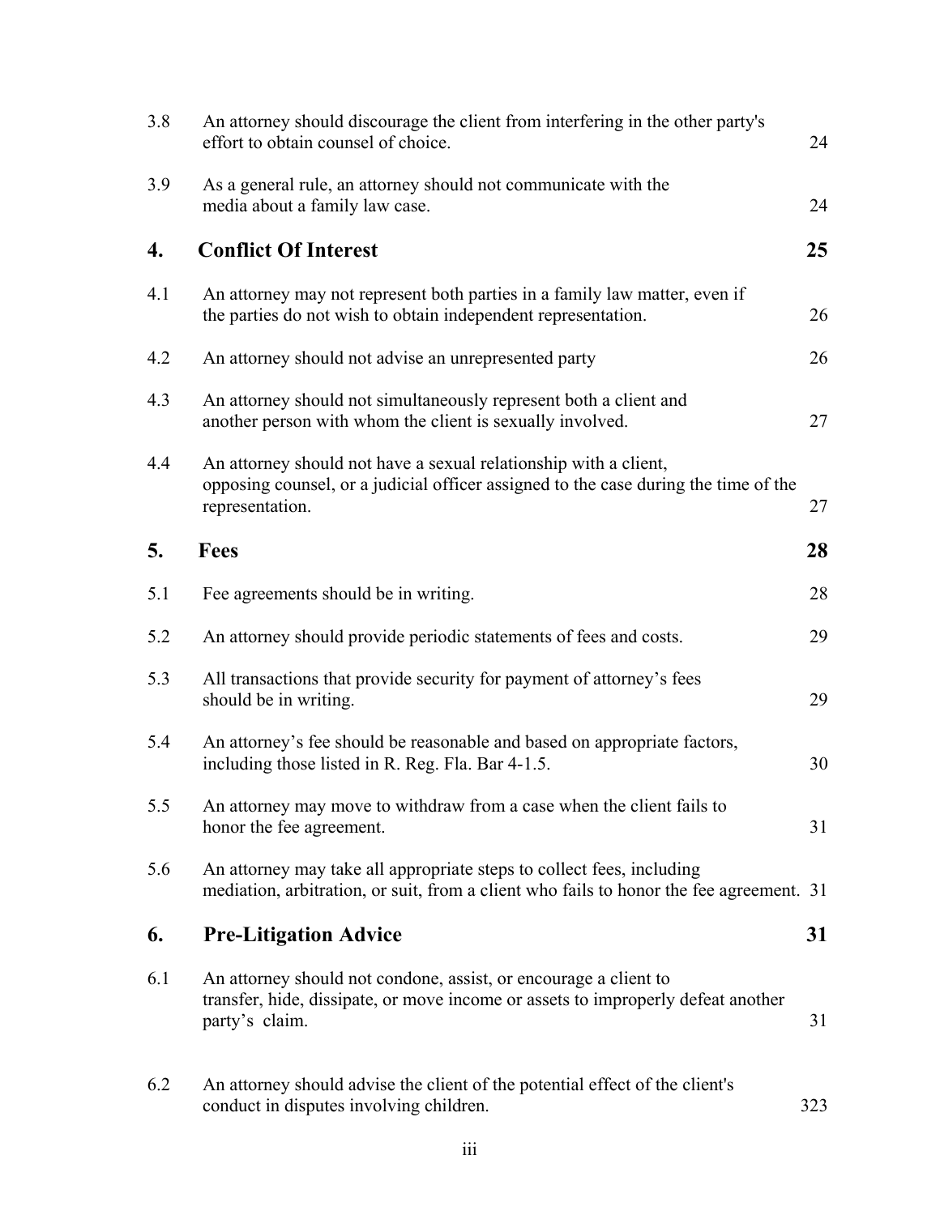| | | |
|---|---|---|
| 3.8 | An attorney should discourage the client from interfering in the other party's effort to obtain counsel of choice. | 24 |
| 3.9 | As a general rule, an attorney should not communicate with the media about a family law case. | 24 |
| **4.** | **Conflict Of Interest** | **25** |
| 4.1 | An attorney may not represent both parties in a family law matter, even if the parties do not wish to obtain independent representation. | 26 |
| 4.2 | An attorney should not advise an unrepresented party | 26 |
| 4.3 | An attorney should not simultaneously represent both a client and another person with whom the client is sexually involved. | 27 |
| 4.4 | An attorney should not have a sexual relationship with a client, opposing counsel, or a judicial officer assigned to the case during the time of the representation. | 27 |
| **5.** | **Fees** | **28** |
| 5.1 | Fee agreements should be in writing. | 28 |
| 5.2 | An attorney should provide periodic statements of fees and costs. | 29 |
| 5.3 | All transactions that provide security for payment of attorney's fees should be in writing. | 29 |
| 5.4 | An attorney's fee should be reasonable and based on appropriate factors, including those listed in R. Reg. Fla. Bar 4-1.5. | 30 |
| 5.5 | An attorney may move to withdraw from a case when the client fails to honor the fee agreement. | 31 |
| 5.6 | An attorney may take all appropriate steps to collect fees, including mediation, arbitration, or suit, from a client who fails to honor the fee agreement. | 31 |
| **6.** | **Pre-Litigation Advice** | **31** |
| 6.1 | An attorney should not condone, assist, or encourage a client to transfer, hide, dissipate, or move income or assets to improperly defeat another party's claim. | 31 |
| 6.2 | An attorney should advise the client of the potential effect of the client's conduct in disputes involving children. | 323 |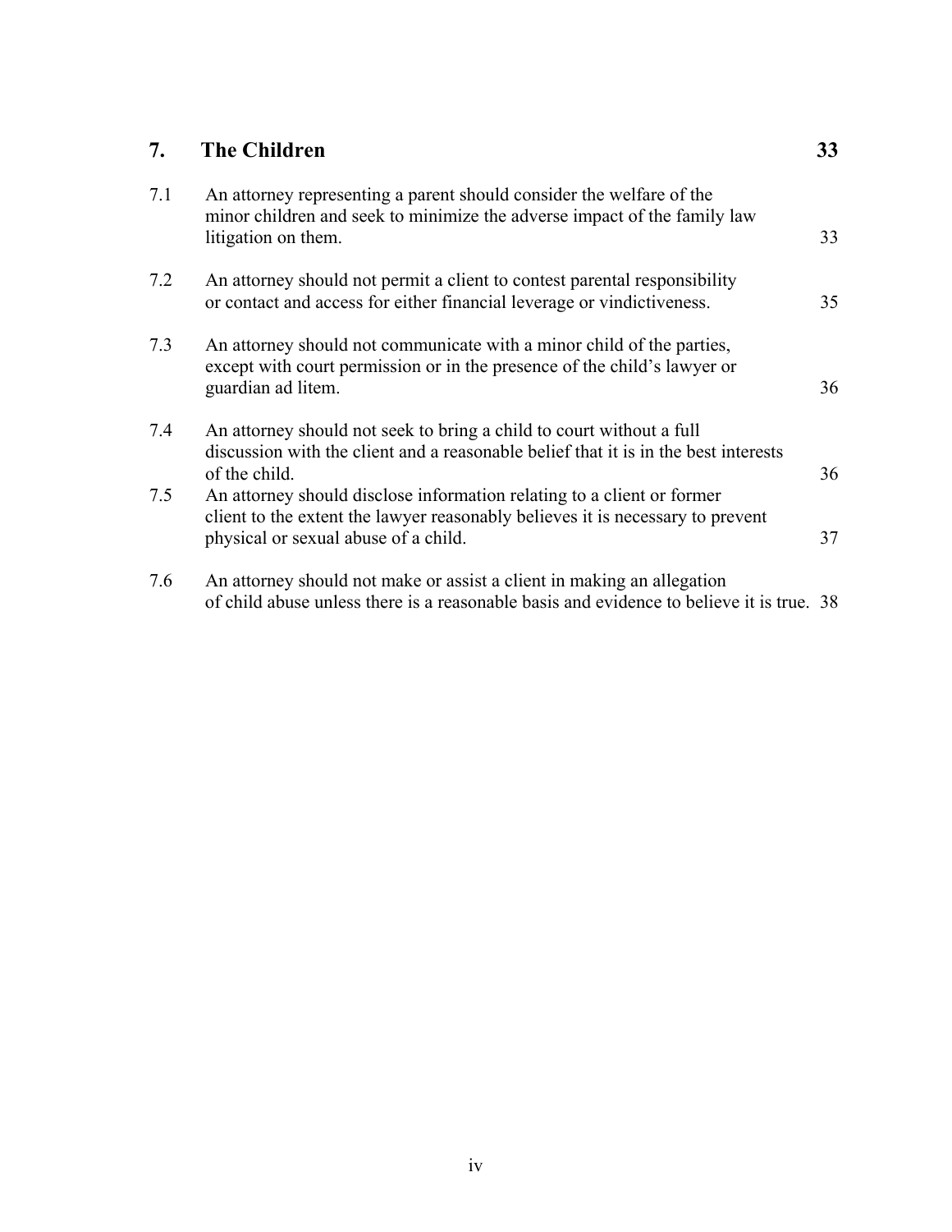| **7.** | **The Children** | **33** |
|---|---|---|
| 7.1 | An attorney representing a parent should consider the welfare of the minor children and seek to minimize the adverse impact of the family law litigation on them. | 33 |
| 7.2 | An attorney should not permit a client to contest parental responsibility or contact and access for either financial leverage or vindictiveness. | 35 |
| 7.3 | An attorney should not communicate with a minor child of the parties, except with court permission or in the presence of the child's lawyer or guardian ad litem. | 36 |
| 7.4 | An attorney should not seek to bring a child to court without a full discussion with the client and a reasonable belief that it is in the best interests of the child. | 36 |
| 7.5 | An attorney should disclose information relating to a client or former client to the extent the lawyer reasonably believes it is necessary to prevent physical or sexual abuse of a child. | 37 |
| 7.6 | An attorney should not make or assist a client in making an allegation of child abuse unless there is a reasonable basis and evidence to believe it is true. | 38 |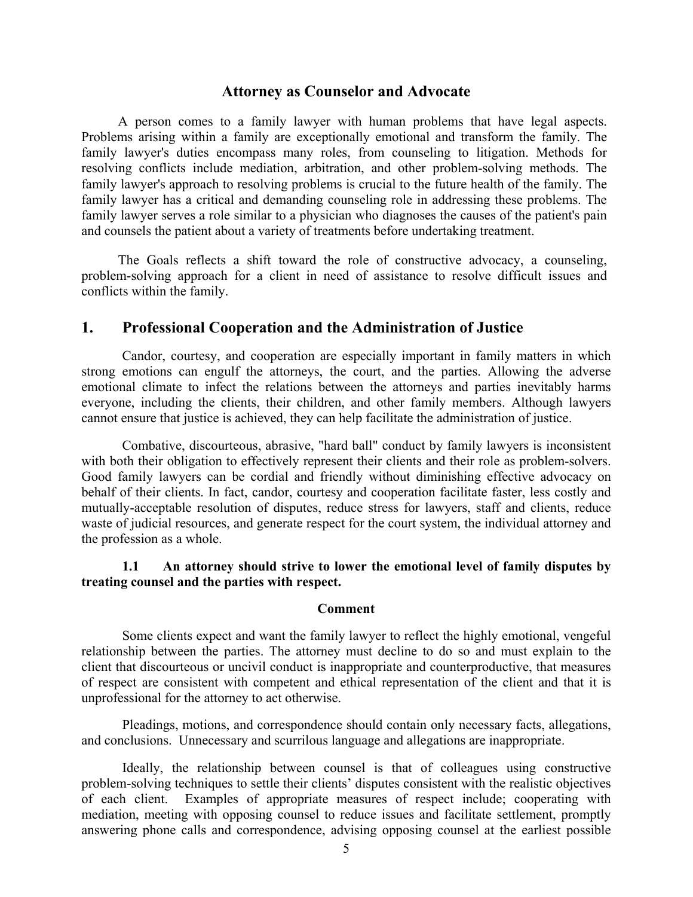## Attorney as Counselor and Advocate

A person comes to a family lawyer with human problems that have legal aspects. Problems arising within a family are exceptionally emotional and transform the family. The family lawyer's duties encompass many roles, from counseling to litigation. Methods for resolving conflicts include mediation, arbitration, and other problem-solving methods. The family lawyer's approach to resolving problems is crucial to the future health of the family. The family lawyer has a critical and demanding counseling role in addressing these problems. The family lawyer serves a role similar to a physician who diagnoses the causes of the patient's pain and counsels the patient about a variety of treatments before undertaking treatment.

The Goals reflects a shift toward the role of constructive advocacy, a counseling, problem-solving approach for a client in need of assistance to resolve difficult issues and conflicts within the family.

## 1. Professional Cooperation and the Administration of Justice

Candor, courtesy, and cooperation are especially important in family matters in which strong emotions can engulf the attorneys, the court, and the parties. Allowing the adverse emotional climate to infect the relations between the attorneys and parties inevitably harms everyone, including the clients, their children, and other family members. Although lawyers cannot ensure that justice is achieved, they can help facilitate the administration of justice.

Combative, discourteous, abrasive, "hard ball" conduct by family lawyers is inconsistent with both their obligation to effectively represent their clients and their role as problem-solvers. Good family lawyers can be cordial and friendly without diminishing effective advocacy on behalf of their clients. In fact, candor, courtesy and cooperation facilitate faster, less costly and mutually-acceptable resolution of disputes, reduce stress for lawyers, staff and clients, reduce waste of judicial resources, and generate respect for the court system, the individual attorney and the profession as a whole.

**1.1 An attorney should strive to lower the emotional level of family disputes by treating counsel and the parties with respect.**

**Comment**

Some clients expect and want the family lawyer to reflect the highly emotional, vengeful relationship between the parties. The attorney must decline to do so and must explain to the client that discourteous or uncivil conduct is inappropriate and counterproductive, that measures of respect are consistent with competent and ethical representation of the client and that it is unprofessional for the attorney to act otherwise.

Pleadings, motions, and correspondence should contain only necessary facts, allegations, and conclusions. Unnecessary and scurrilous language and allegations are inappropriate.

Ideally, the relationship between counsel is that of colleagues using constructive problem-solving techniques to settle their clients' disputes consistent with the realistic objectives of each client. Examples of appropriate measures of respect include; cooperating with mediation, meeting with opposing counsel to reduce issues and facilitate settlement, promptly answering phone calls and correspondence, advising opposing counsel at the earliest possible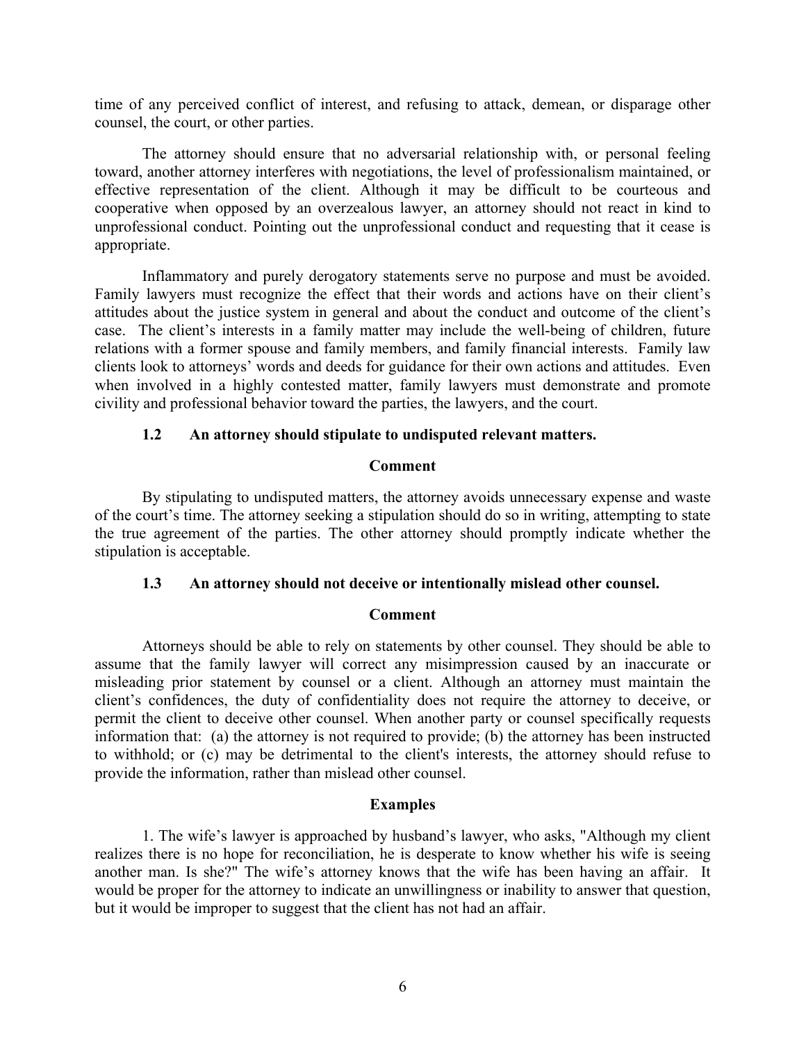time of any perceived conflict of interest, and refusing to attack, demean, or disparage other counsel, the court, or other parties.

The attorney should ensure that no adversarial relationship with, or personal feeling toward, another attorney interferes with negotiations, the level of professionalism maintained, or effective representation of the client. Although it may be difficult to be courteous and cooperative when opposed by an overzealous lawyer, an attorney should not react in kind to unprofessional conduct. Pointing out the unprofessional conduct and requesting that it cease is appropriate.

Inflammatory and purely derogatory statements serve no purpose and must be avoided. Family lawyers must recognize the effect that their words and actions have on their client's attitudes about the justice system in general and about the conduct and outcome of the client's case. The client's interests in a family matter may include the well-being of children, future relations with a former spouse and family members, and family financial interests. Family law clients look to attorneys' words and deeds for guidance for their own actions and attitudes. Even when involved in a highly contested matter, family lawyers must demonstrate and promote civility and professional behavior toward the parties, the lawyers, and the court.

### 1.2 An attorney should stipulate to undisputed relevant matters.

**Comment**

By stipulating to undisputed matters, the attorney avoids unnecessary expense and waste of the court's time. The attorney seeking a stipulation should do so in writing, attempting to state the true agreement of the parties. The other attorney should promptly indicate whether the stipulation is acceptable.

### 1.3 An attorney should not deceive or intentionally mislead other counsel.

**Comment**

Attorneys should be able to rely on statements by other counsel. They should be able to assume that the family lawyer will correct any misimpression caused by an inaccurate or misleading prior statement by counsel or a client. Although an attorney must maintain the client's confidences, the duty of confidentiality does not require the attorney to deceive, or permit the client to deceive other counsel. When another party or counsel specifically requests information that: (a) the attorney is not required to provide; (b) the attorney has been instructed to withhold; or (c) may be detrimental to the client's interests, the attorney should refuse to provide the information, rather than mislead other counsel.

**Examples**

1. The wife's lawyer is approached by husband's lawyer, who asks, "Although my client realizes there is no hope for reconciliation, he is desperate to know whether his wife is seeing another man. Is she?" The wife's attorney knows that the wife has been having an affair. It would be proper for the attorney to indicate an unwillingness or inability to answer that question, but it would be improper to suggest that the client has not had an affair.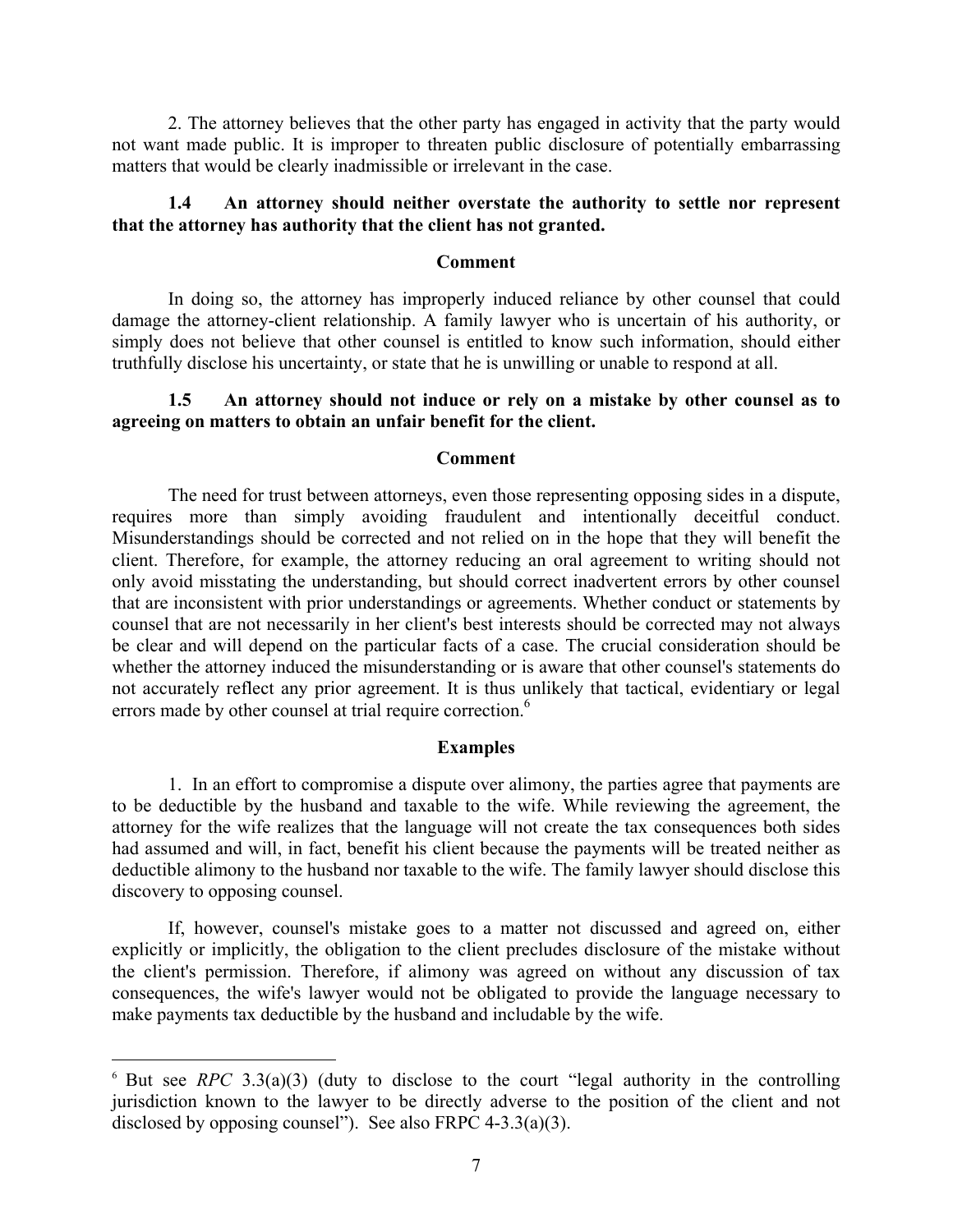2. The attorney believes that the other party has engaged in activity that the party would not want made public. It is improper to threaten public disclosure of potentially embarrassing matters that would be clearly inadmissible or irrelevant in the case.

**1.4 An attorney should neither overstate the authority to settle nor represent that the attorney has authority that the client has not granted.**

**Comment**

In doing so, the attorney has improperly induced reliance by other counsel that could damage the attorney-client relationship. A family lawyer who is uncertain of his authority, or simply does not believe that other counsel is entitled to know such information, should either truthfully disclose his uncertainty, or state that he is unwilling or unable to respond at all.

**1.5 An attorney should not induce or rely on a mistake by other counsel as to agreeing on matters to obtain an unfair benefit for the client.**

**Comment**

The need for trust between attorneys, even those representing opposing sides in a dispute, requires more than simply avoiding fraudulent and intentionally deceitful conduct. Misunderstandings should be corrected and not relied on in the hope that they will benefit the client. Therefore, for example, the attorney reducing an oral agreement to writing should not only avoid misstating the understanding, but should correct inadvertent errors by other counsel that are inconsistent with prior understandings or agreements. Whether conduct or statements by counsel that are not necessarily in her client's best interests should be corrected may not always be clear and will depend on the particular facts of a case. The crucial consideration should be whether the attorney induced the misunderstanding or is aware that other counsel's statements do not accurately reflect any prior agreement. It is thus unlikely that tactical, evidentiary or legal errors made by other counsel at trial require correction.[6]

**Examples**

1. In an effort to compromise a dispute over alimony, the parties agree that payments are to be deductible by the husband and taxable to the wife. While reviewing the agreement, the attorney for the wife realizes that the language will not create the tax consequences both sides had assumed and will, in fact, benefit his client because the payments will be treated neither as deductible alimony to the husband nor taxable to the wife. The family lawyer should disclose this discovery to opposing counsel.

If, however, counsel's mistake goes to a matter not discussed and agreed on, either explicitly or implicitly, the obligation to the client precludes disclosure of the mistake without the client's permission. Therefore, if alimony was agreed on without any discussion of tax consequences, the wife's lawyer would not be obligated to provide the language necessary to make payments tax deductible by the husband and includable by the wife.

---

[6] But see *RPC* 3.3(a)(3) (duty to disclose to the court "legal authority in the controlling jurisdiction known to the lawyer to be directly adverse to the position of the client and not disclosed by opposing counsel"). See also FRPC 4-3.3(a)(3).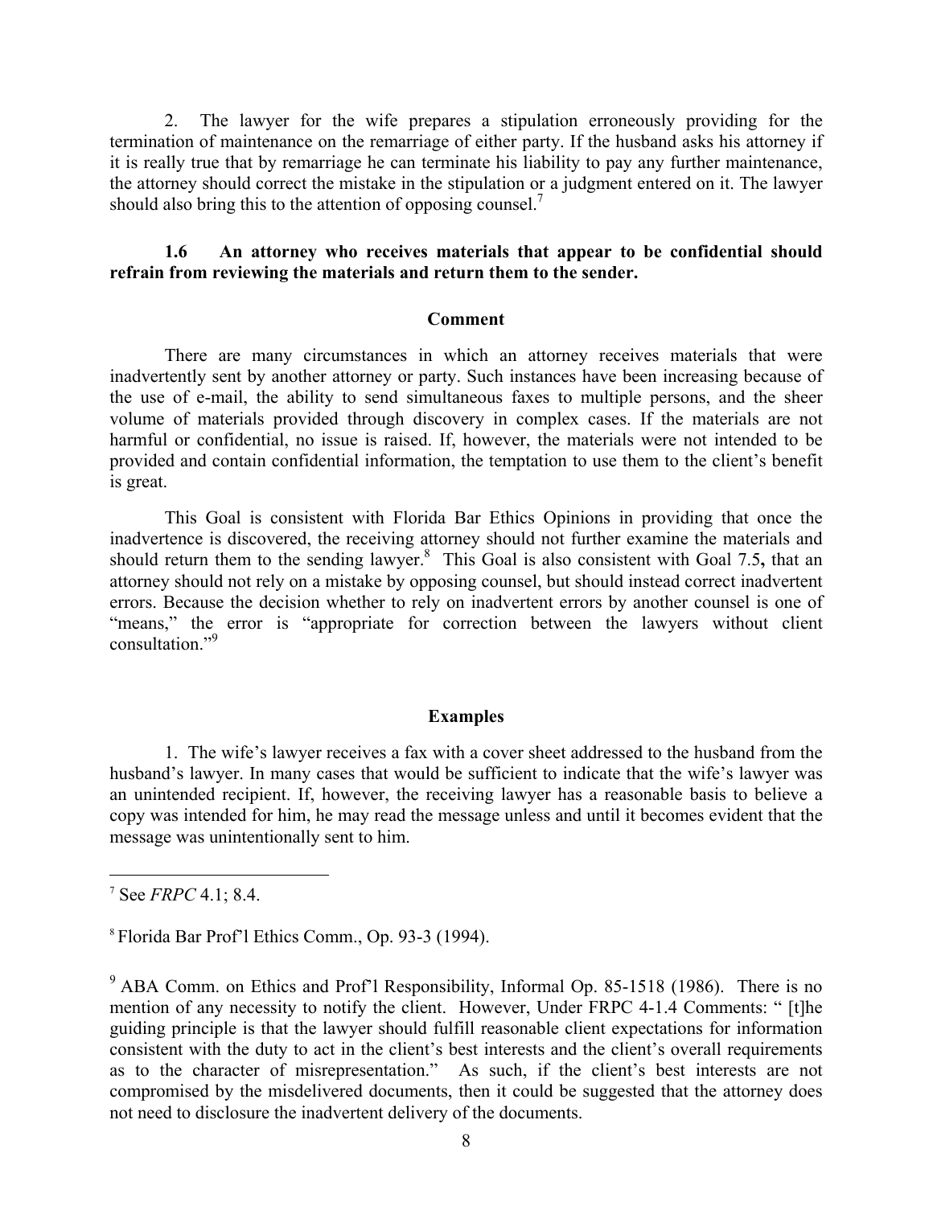2. The lawyer for the wife prepares a stipulation erroneously providing for the termination of maintenance on the remarriage of either party. If the husband asks his attorney if it is really true that by remarriage he can terminate his liability to pay any further maintenance, the attorney should correct the mistake in the stipulation or a judgment entered on it. The lawyer should also bring this to the attention of opposing counsel.[7]

**1.6 An attorney who receives materials that appear to be confidential should refrain from reviewing the materials and return them to the sender.**

**Comment**

There are many circumstances in which an attorney receives materials that were inadvertently sent by another attorney or party. Such instances have been increasing because of the use of e-mail, the ability to send simultaneous faxes to multiple persons, and the sheer volume of materials provided through discovery in complex cases. If the materials are not harmful or confidential, no issue is raised. If, however, the materials were not intended to be provided and contain confidential information, the temptation to use them to the client's benefit is great.

This Goal is consistent with Florida Bar Ethics Opinions in providing that once the inadvertence is discovered, the receiving attorney should not further examine the materials and should return them to the sending lawyer.[8] This Goal is also consistent with Goal 7.5**,** that an attorney should not rely on a mistake by opposing counsel, but should instead correct inadvertent errors. Because the decision whether to rely on inadvertent errors by another counsel is one of "means," the error is "appropriate for correction between the lawyers without client consultation."[9]

**Examples**

1. The wife's lawyer receives a fax with a cover sheet addressed to the husband from the husband's lawyer. In many cases that would be sufficient to indicate that the wife's lawyer was an unintended recipient. If, however, the receiving lawyer has a reasonable basis to believe a copy was intended for him, he may read the message unless and until it becomes evident that the message was unintentionally sent to him.

---

[7] See *FRPC* 4.1; 8.4.

[8] Florida Bar Prof'l Ethics Comm., Op. 93-3 (1994).

[9] ABA Comm. on Ethics and Prof'l Responsibility, Informal Op. 85-1518 (1986). There is no mention of any necessity to notify the client. However, Under FRPC 4-1.4 Comments: " [t]he guiding principle is that the lawyer should fulfill reasonable client expectations for information consistent with the duty to act in the client's best interests and the client's overall requirements as to the character of misrepresentation." As such, if the client's best interests are not compromised by the misdelivered documents, then it could be suggested that the attorney does not need to disclosure the inadvertent delivery of the documents.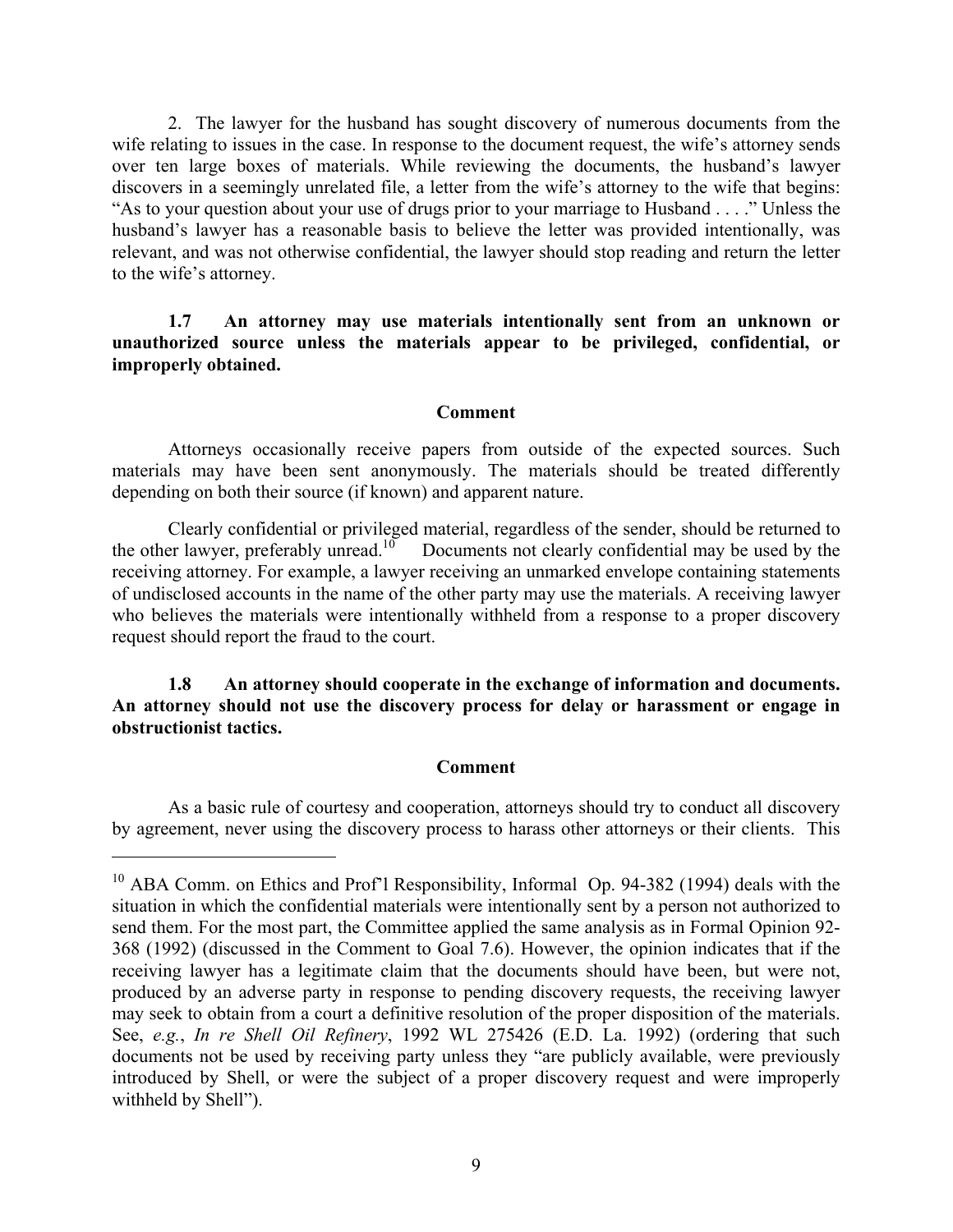2. The lawyer for the husband has sought discovery of numerous documents from the wife relating to issues in the case. In response to the document request, the wife's attorney sends over ten large boxes of materials. While reviewing the documents, the husband's lawyer discovers in a seemingly unrelated file, a letter from the wife's attorney to the wife that begins: "As to your question about your use of drugs prior to your marriage to Husband . . . ." Unless the husband's lawyer has a reasonable basis to believe the letter was provided intentionally, was relevant, and was not otherwise confidential, the lawyer should stop reading and return the letter to the wife's attorney.

**1.7 An attorney may use materials intentionally sent from an unknown or unauthorized source unless the materials appear to be privileged, confidential, or improperly obtained.**

**Comment**

Attorneys occasionally receive papers from outside of the expected sources. Such materials may have been sent anonymously. The materials should be treated differently depending on both their source (if known) and apparent nature.

Clearly confidential or privileged material, regardless of the sender, should be returned to the other lawyer, preferably unread.[10] Documents not clearly confidential may be used by the receiving attorney. For example, a lawyer receiving an unmarked envelope containing statements of undisclosed accounts in the name of the other party may use the materials. A receiving lawyer who believes the materials were intentionally withheld from a response to a proper discovery request should report the fraud to the court.

**1.8 An attorney should cooperate in the exchange of information and documents. An attorney should not use the discovery process for delay or harassment or engage in obstructionist tactics.**

**Comment**

As a basic rule of courtesy and cooperation, attorneys should try to conduct all discovery by agreement, never using the discovery process to harass other attorneys or their clients. This

---

[10] ABA Comm. on Ethics and Prof'l Responsibility, Informal Op. 94-382 (1994) deals with the situation in which the confidential materials were intentionally sent by a person not authorized to send them. For the most part, the Committee applied the same analysis as in Formal Opinion 92-368 (1992) (discussed in the Comment to Goal 7.6). However, the opinion indicates that if the receiving lawyer has a legitimate claim that the documents should have been, but were not, produced by an adverse party in response to pending discovery requests, the receiving lawyer may seek to obtain from a court a definitive resolution of the proper disposition of the materials. See, *e.g.*, *In re Shell Oil Refinery*, 1992 WL 275426 (E.D. La. 1992) (ordering that such documents not be used by receiving party unless they "are publicly available, were previously introduced by Shell, or were the subject of a proper discovery request and were improperly withheld by Shell").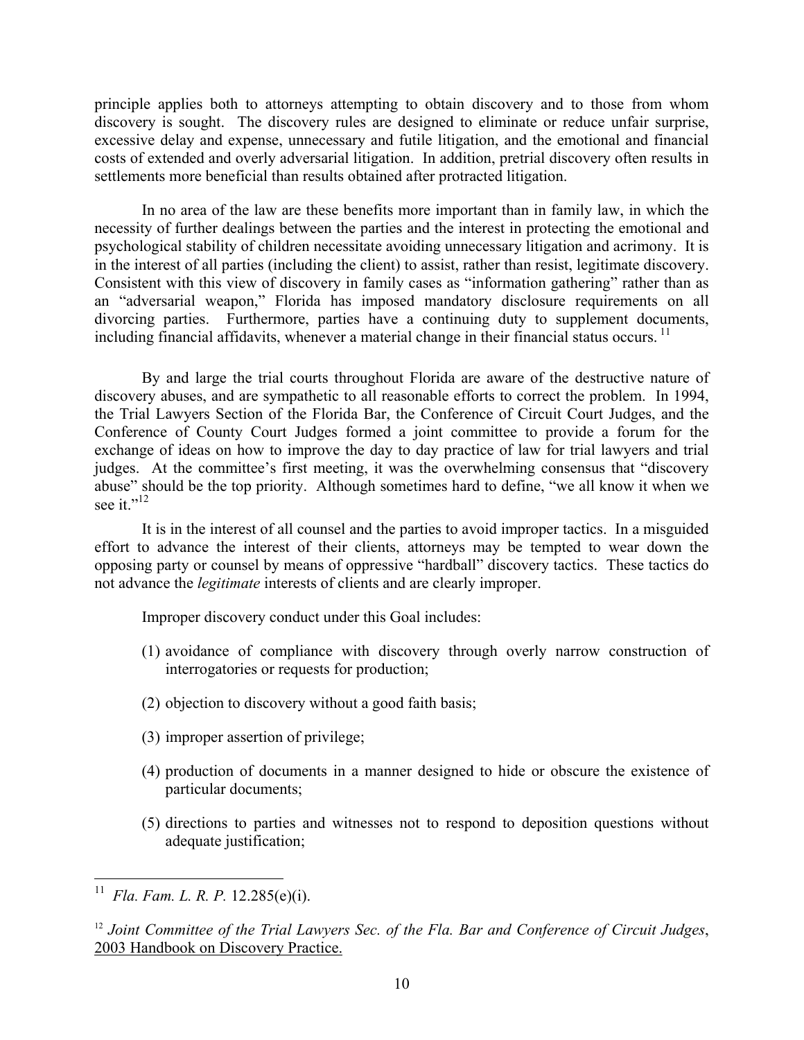principle applies both to attorneys attempting to obtain discovery and to those from whom discovery is sought. The discovery rules are designed to eliminate or reduce unfair surprise, excessive delay and expense, unnecessary and futile litigation, and the emotional and financial costs of extended and overly adversarial litigation. In addition, pretrial discovery often results in settlements more beneficial than results obtained after protracted litigation.

In no area of the law are these benefits more important than in family law, in which the necessity of further dealings between the parties and the interest in protecting the emotional and psychological stability of children necessitate avoiding unnecessary litigation and acrimony. It is in the interest of all parties (including the client) to assist, rather than resist, legitimate discovery. Consistent with this view of discovery in family cases as "information gathering" rather than as an "adversarial weapon," Florida has imposed mandatory disclosure requirements on all divorcing parties. Furthermore, parties have a continuing duty to supplement documents, including financial affidavits, whenever a material change in their financial status occurs. [11]

By and large the trial courts throughout Florida are aware of the destructive nature of discovery abuses, and are sympathetic to all reasonable efforts to correct the problem. In 1994, the Trial Lawyers Section of the Florida Bar, the Conference of Circuit Court Judges, and the Conference of County Court Judges formed a joint committee to provide a forum for the exchange of ideas on how to improve the day to day practice of law for trial lawyers and trial judges. At the committee's first meeting, it was the overwhelming consensus that "discovery abuse" should be the top priority. Although sometimes hard to define, "we all know it when we see it."[12]

It is in the interest of all counsel and the parties to avoid improper tactics. In a misguided effort to advance the interest of their clients, attorneys may be tempted to wear down the opposing party or counsel by means of oppressive "hardball" discovery tactics. These tactics do not advance the *legitimate* interests of clients and are clearly improper.

Improper discovery conduct under this Goal includes:

(1) avoidance of compliance with discovery through overly narrow construction of interrogatories or requests for production;

(2) objection to discovery without a good faith basis;

(3) improper assertion of privilege;

(4) production of documents in a manner designed to hide or obscure the existence of particular documents;

(5) directions to parties and witnesses not to respond to deposition questions without adequate justification;

---

[11] *Fla. Fam. L. R. P.* 12.285(e)(i).

[12] *Joint Committee of the Trial Lawyers Sec. of the Fla. Bar and Conference of Circuit Judges*, 2003 Handbook on Discovery Practice.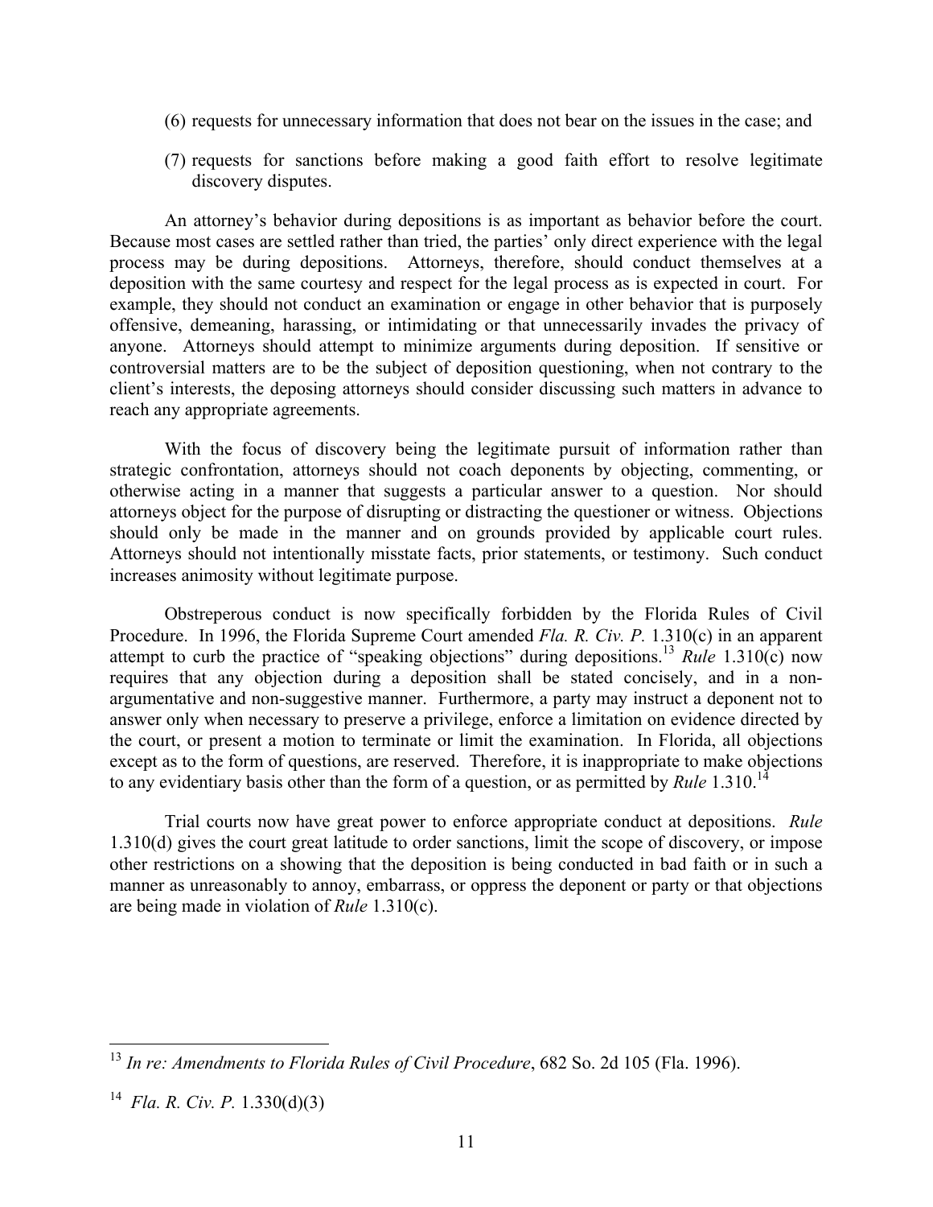(6) requests for unnecessary information that does not bear on the issues in the case; and

(7) requests for sanctions before making a good faith effort to resolve legitimate discovery disputes.

An attorney's behavior during depositions is as important as behavior before the court. Because most cases are settled rather than tried, the parties' only direct experience with the legal process may be during depositions. Attorneys, therefore, should conduct themselves at a deposition with the same courtesy and respect for the legal process as is expected in court. For example, they should not conduct an examination or engage in other behavior that is purposely offensive, demeaning, harassing, or intimidating or that unnecessarily invades the privacy of anyone. Attorneys should attempt to minimize arguments during deposition. If sensitive or controversial matters are to be the subject of deposition questioning, when not contrary to the client's interests, the deposing attorneys should consider discussing such matters in advance to reach any appropriate agreements.

With the focus of discovery being the legitimate pursuit of information rather than strategic confrontation, attorneys should not coach deponents by objecting, commenting, or otherwise acting in a manner that suggests a particular answer to a question. Nor should attorneys object for the purpose of disrupting or distracting the questioner or witness. Objections should only be made in the manner and on grounds provided by applicable court rules. Attorneys should not intentionally misstate facts, prior statements, or testimony. Such conduct increases animosity without legitimate purpose.

Obstreperous conduct is now specifically forbidden by the Florida Rules of Civil Procedure. In 1996, the Florida Supreme Court amended *Fla. R. Civ. P.* 1.310(c) in an apparent attempt to curb the practice of "speaking objections" during depositions.[13] *Rule* 1.310(c) now requires that any objection during a deposition shall be stated concisely, and in a non-argumentative and non-suggestive manner. Furthermore, a party may instruct a deponent not to answer only when necessary to preserve a privilege, enforce a limitation on evidence directed by the court, or present a motion to terminate or limit the examination. In Florida, all objections except as to the form of questions, are reserved. Therefore, it is inappropriate to make objections to any evidentiary basis other than the form of a question, or as permitted by *Rule* 1.310.[14]

Trial courts now have great power to enforce appropriate conduct at depositions. *Rule* 1.310(d) gives the court great latitude to order sanctions, limit the scope of discovery, or impose other restrictions on a showing that the deposition is being conducted in bad faith or in such a manner as unreasonably to annoy, embarrass, or oppress the deponent or party or that objections are being made in violation of *Rule* 1.310(c).

---

[13] *In re: Amendments to Florida Rules of Civil Procedure*, 682 So. 2d 105 (Fla. 1996).

[14] *Fla. R. Civ. P.* 1.330(d)(3)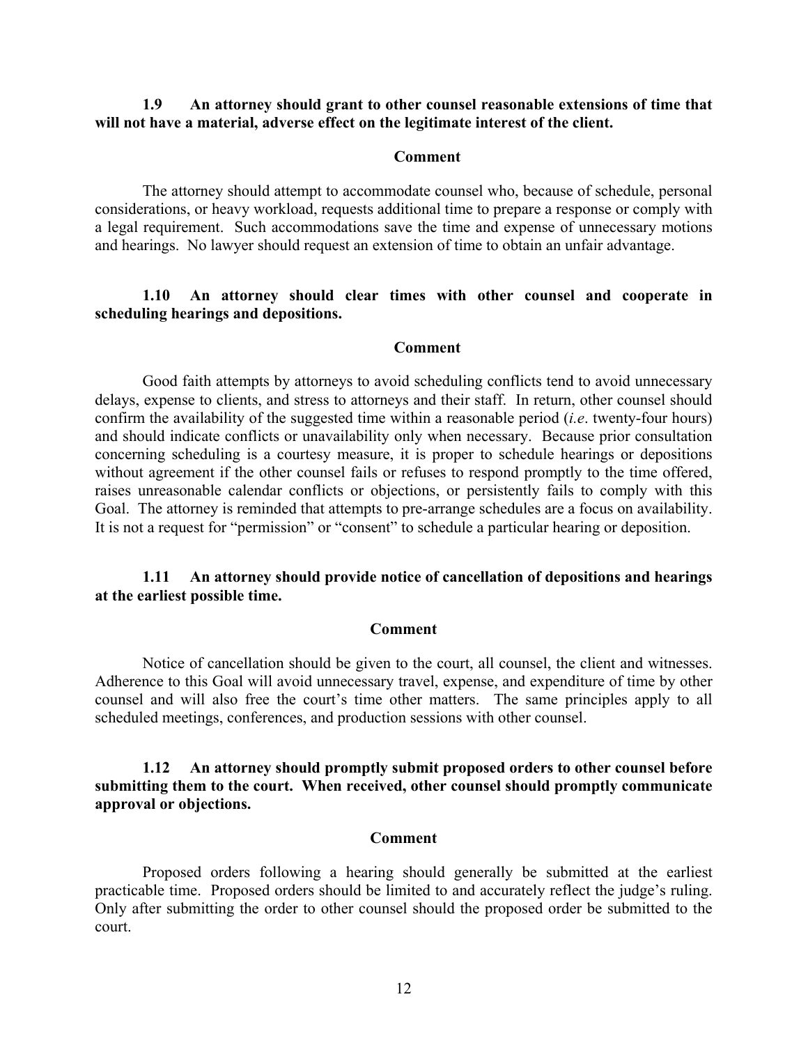**1.9 An attorney should grant to other counsel reasonable extensions of time that will not have a material, adverse effect on the legitimate interest of the client.**

**Comment**

The attorney should attempt to accommodate counsel who, because of schedule, personal considerations, or heavy workload, requests additional time to prepare a response or comply with a legal requirement. Such accommodations save the time and expense of unnecessary motions and hearings. No lawyer should request an extension of time to obtain an unfair advantage.

**1.10 An attorney should clear times with other counsel and cooperate in scheduling hearings and depositions.**

**Comment**

Good faith attempts by attorneys to avoid scheduling conflicts tend to avoid unnecessary delays, expense to clients, and stress to attorneys and their staff. In return, other counsel should confirm the availability of the suggested time within a reasonable period (*i.e*. twenty-four hours) and should indicate conflicts or unavailability only when necessary. Because prior consultation concerning scheduling is a courtesy measure, it is proper to schedule hearings or depositions without agreement if the other counsel fails or refuses to respond promptly to the time offered, raises unreasonable calendar conflicts or objections, or persistently fails to comply with this Goal. The attorney is reminded that attempts to pre-arrange schedules are a focus on availability. It is not a request for "permission" or "consent" to schedule a particular hearing or deposition.

**1.11 An attorney should provide notice of cancellation of depositions and hearings at the earliest possible time.**

**Comment**

Notice of cancellation should be given to the court, all counsel, the client and witnesses. Adherence to this Goal will avoid unnecessary travel, expense, and expenditure of time by other counsel and will also free the court's time other matters. The same principles apply to all scheduled meetings, conferences, and production sessions with other counsel.

**1.12 An attorney should promptly submit proposed orders to other counsel before submitting them to the court. When received, other counsel should promptly communicate approval or objections.**

**Comment**

Proposed orders following a hearing should generally be submitted at the earliest practicable time. Proposed orders should be limited to and accurately reflect the judge's ruling. Only after submitting the order to other counsel should the proposed order be submitted to the court.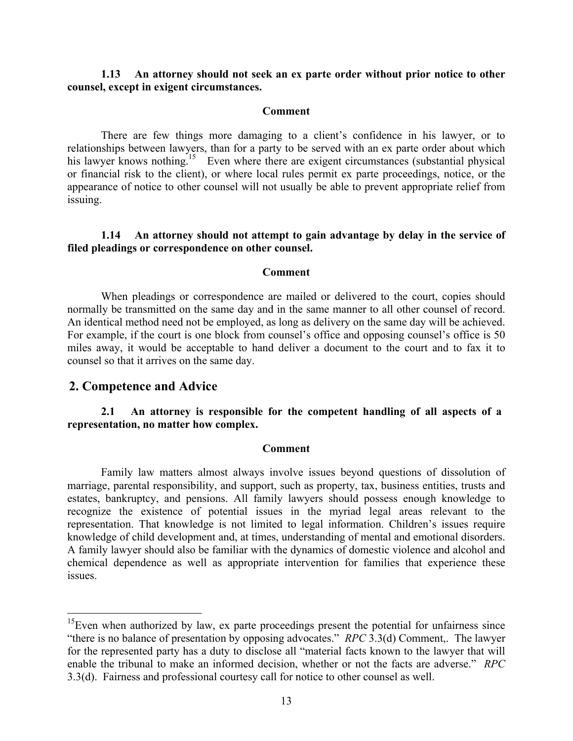**1.13 An attorney should not seek an ex parte order without prior notice to other counsel, except in exigent circumstances.**

**Comment**

There are few things more damaging to a client's confidence in his lawyer, or to relationships between lawyers, than for a party to be served with an ex parte order about which his lawyer knows nothing.[15] Even where there are exigent circumstances (substantial physical or financial risk to the client), or where local rules permit ex parte proceedings, notice, or the appearance of notice to other counsel will not usually be able to prevent appropriate relief from issuing.

**1.14 An attorney should not attempt to gain advantage by delay in the service of filed pleadings or correspondence on other counsel.**

**Comment**

When pleadings or correspondence are mailed or delivered to the court, copies should normally be transmitted on the same day and in the same manner to all other counsel of record. An identical method need not be employed, as long as delivery on the same day will be achieved. For example, if the court is one block from counsel's office and opposing counsel's office is 50 miles away, it would be acceptable to hand deliver a document to the court and to fax it to counsel so that it arrives on the same day.

## 2. Competence and Advice

**2.1 An attorney is responsible for the competent handling of all aspects of a representation, no matter how complex.**

**Comment**

Family law matters almost always involve issues beyond questions of dissolution of marriage, parental responsibility, and support, such as property, tax, business entities, trusts and estates, bankruptcy, and pensions. All family lawyers should possess enough knowledge to recognize the existence of potential issues in the myriad legal areas relevant to the representation. That knowledge is not limited to legal information. Children's issues require knowledge of child development and, at times, understanding of mental and emotional disorders. A family lawyer should also be familiar with the dynamics of domestic violence and alcohol and chemical dependence as well as appropriate intervention for families that experience these issues.

---

[15] Even when authorized by law, ex parte proceedings present the potential for unfairness since "there is no balance of presentation by opposing advocates." *RPC* 3.3(d) Comment,. The lawyer for the represented party has a duty to disclose all "material facts known to the lawyer that will enable the tribunal to make an informed decision, whether or not the facts are adverse." *RPC* 3.3(d). Fairness and professional courtesy call for notice to other counsel as well.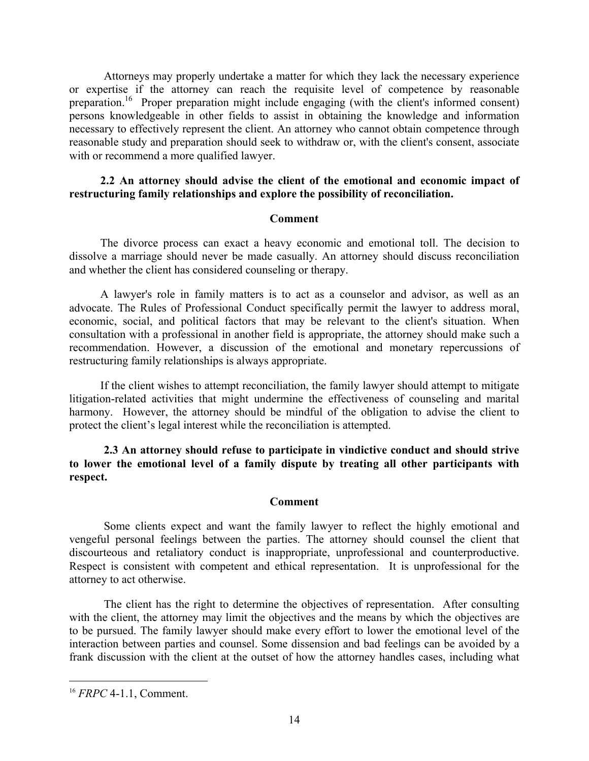Attorneys may properly undertake a matter for which they lack the necessary experience or expertise if the attorney can reach the requisite level of competence by reasonable preparation.[16] Proper preparation might include engaging (with the client's informed consent) persons knowledgeable in other fields to assist in obtaining the knowledge and information necessary to effectively represent the client. An attorney who cannot obtain competence through reasonable study and preparation should seek to withdraw or, with the client's consent, associate with or recommend a more qualified lawyer.

**2.2 An attorney should advise the client of the emotional and economic impact of restructuring family relationships and explore the possibility of reconciliation.**

**Comment**

The divorce process can exact a heavy economic and emotional toll. The decision to dissolve a marriage should never be made casually. An attorney should discuss reconciliation and whether the client has considered counseling or therapy.

A lawyer's role in family matters is to act as a counselor and advisor, as well as an advocate. The Rules of Professional Conduct specifically permit the lawyer to address moral, economic, social, and political factors that may be relevant to the client's situation. When consultation with a professional in another field is appropriate, the attorney should make such a recommendation. However, a discussion of the emotional and monetary repercussions of restructuring family relationships is always appropriate.

If the client wishes to attempt reconciliation, the family lawyer should attempt to mitigate litigation-related activities that might undermine the effectiveness of counseling and marital harmony. However, the attorney should be mindful of the obligation to advise the client to protect the client's legal interest while the reconciliation is attempted.

**2.3 An attorney should refuse to participate in vindictive conduct and should strive to lower the emotional level of a family dispute by treating all other participants with respect.**

**Comment**

Some clients expect and want the family lawyer to reflect the highly emotional and vengeful personal feelings between the parties. The attorney should counsel the client that discourteous and retaliatory conduct is inappropriate, unprofessional and counterproductive. Respect is consistent with competent and ethical representation. It is unprofessional for the attorney to act otherwise.

The client has the right to determine the objectives of representation. After consulting with the client, the attorney may limit the objectives and the means by which the objectives are to be pursued. The family lawyer should make every effort to lower the emotional level of the interaction between parties and counsel. Some dissension and bad feelings can be avoided by a frank discussion with the client at the outset of how the attorney handles cases, including what

---

[16] *FRPC* 4-1.1, Comment.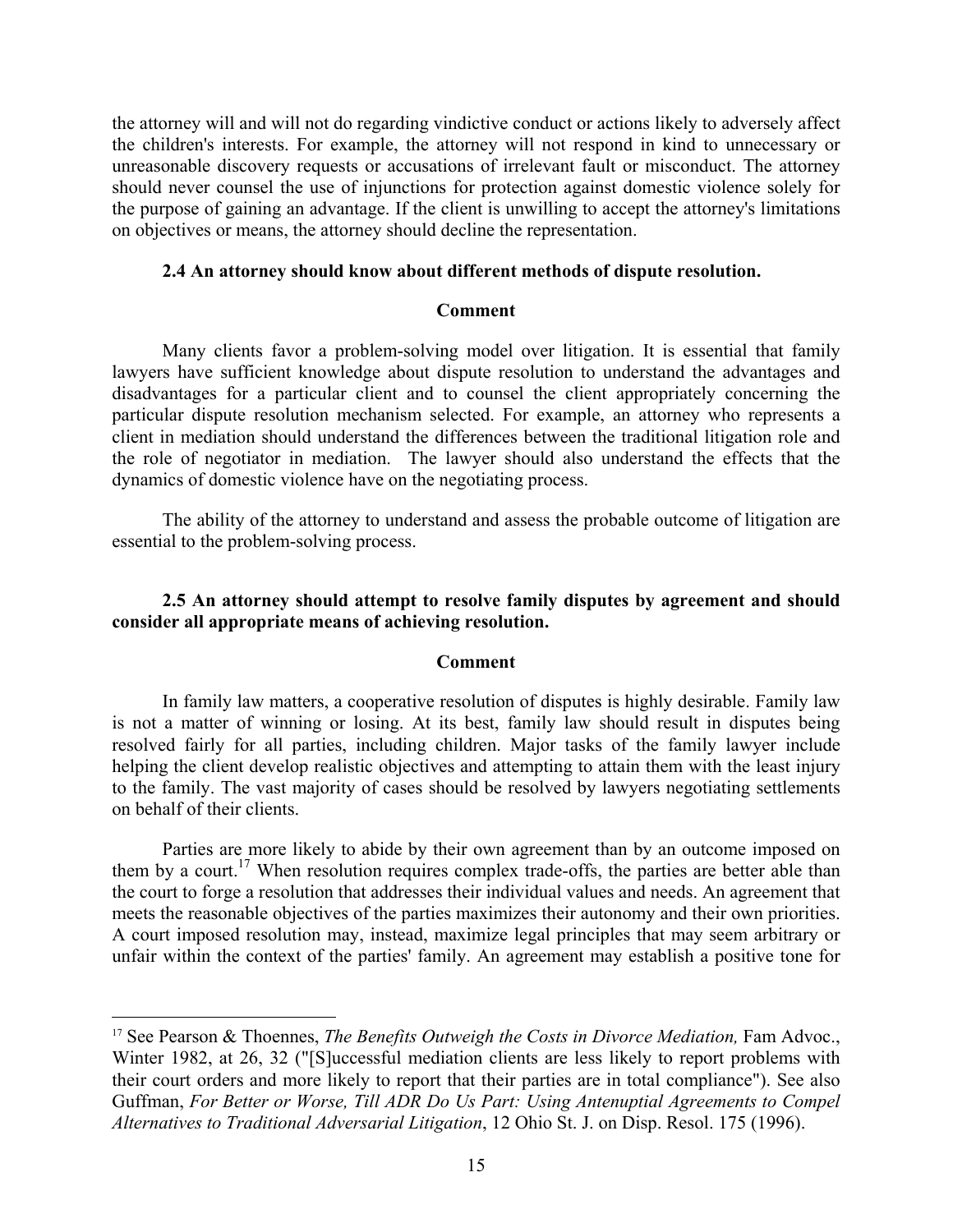the attorney will and will not do regarding vindictive conduct or actions likely to adversely affect the children's interests. For example, the attorney will not respond in kind to unnecessary or unreasonable discovery requests or accusations of irrelevant fault or misconduct. The attorney should never counsel the use of injunctions for protection against domestic violence solely for the purpose of gaining an advantage. If the client is unwilling to accept the attorney's limitations on objectives or means, the attorney should decline the representation.

**2.4 An attorney should know about different methods of dispute resolution.**

**Comment**

Many clients favor a problem-solving model over litigation. It is essential that family lawyers have sufficient knowledge about dispute resolution to understand the advantages and disadvantages for a particular client and to counsel the client appropriately concerning the particular dispute resolution mechanism selected. For example, an attorney who represents a client in mediation should understand the differences between the traditional litigation role and the role of negotiator in mediation. The lawyer should also understand the effects that the dynamics of domestic violence have on the negotiating process.

The ability of the attorney to understand and assess the probable outcome of litigation are essential to the problem-solving process.

**2.5 An attorney should attempt to resolve family disputes by agreement and should consider all appropriate means of achieving resolution.**

**Comment**

In family law matters, a cooperative resolution of disputes is highly desirable. Family law is not a matter of winning or losing. At its best, family law should result in disputes being resolved fairly for all parties, including children. Major tasks of the family lawyer include helping the client develop realistic objectives and attempting to attain them with the least injury to the family. The vast majority of cases should be resolved by lawyers negotiating settlements on behalf of their clients.

Parties are more likely to abide by their own agreement than by an outcome imposed on them by a court.[17] When resolution requires complex trade-offs, the parties are better able than the court to forge a resolution that addresses their individual values and needs. An agreement that meets the reasonable objectives of the parties maximizes their autonomy and their own priorities. A court imposed resolution may, instead, maximize legal principles that may seem arbitrary or unfair within the context of the parties' family. An agreement may establish a positive tone for

[17] See Pearson & Thoennes, *The Benefits Outweigh the Costs in Divorce Mediation,* Fam Advoc., Winter 1982, at 26, 32 ("[S]uccessful mediation clients are less likely to report problems with their court orders and more likely to report that their parties are in total compliance"). See also Guffman, *For Better or Worse, Till ADR Do Us Part: Using Antenuptial Agreements to Compel Alternatives to Traditional Adversarial Litigation*, 12 Ohio St. J. on Disp. Resol. 175 (1996).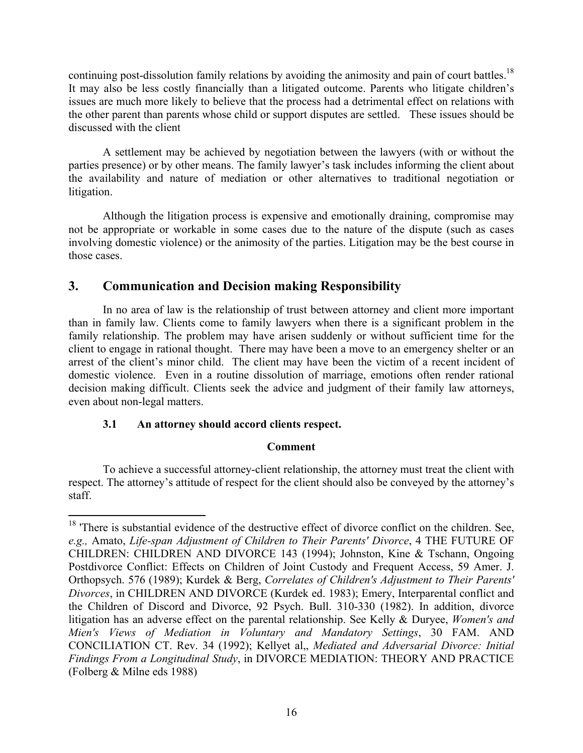continuing post-dissolution family relations by avoiding the animosity and pain of court battles.[18] It may also be less costly financially than a litigated outcome. Parents who litigate children's issues are much more likely to believe that the process had a detrimental effect on relations with the other parent than parents whose child or support disputes are settled. These issues should be discussed with the client

A settlement may be achieved by negotiation between the lawyers (with or without the parties presence) or by other means. The family lawyer's task includes informing the client about the availability and nature of mediation or other alternatives to traditional negotiation or litigation.

Although the litigation process is expensive and emotionally draining, compromise may not be appropriate or workable in some cases due to the nature of the dispute (such as cases involving domestic violence) or the animosity of the parties. Litigation may be the best course in those cases.

## 3. Communication and Decision making Responsibility

In no area of law is the relationship of trust between attorney and client more important than in family law. Clients come to family lawyers when there is a significant problem in the family relationship. The problem may have arisen suddenly or without sufficient time for the client to engage in rational thought. There may have been a move to an emergency shelter or an arrest of the client's minor child. The client may have been the victim of a recent incident of domestic violence. Even in a routine dissolution of marriage, emotions often render rational decision making difficult. Clients seek the advice and judgment of their family law attorneys, even about non-legal matters.

### 3.1 An attorney should accord clients respect.

**Comment**

To achieve a successful attorney-client relationship, the attorney must treat the client with respect. The attorney's attitude of respect for the client should also be conveyed by the attorney's staff.

---

[18] 'There is substantial evidence of the destructive effect of divorce conflict on the children. See, *e.g.,* Amato, *Life-span Adjustment of Children to Their Parents' Divorce*, 4 THE FUTURE OF CHILDREN: CHILDREN AND DIVORCE 143 (1994); Johnston, Kine & Tschann, Ongoing Postdivorce Conflict: Effects on Children of Joint Custody and Frequent Access, 59 Amer. J. Orthopsych. 576 (1989); Kurdek & Berg, *Correlates of Children's Adjustment to Their Parents' Divorces*, in CHILDREN AND DIVORCE (Kurdek ed. 1983); Emery, Interparental conflict and the Children of Discord and Divorce, 92 Psych. Bull. 310-330 (1982). In addition, divorce litigation has an adverse effect on the parental relationship. See Kelly & Duryee, *Women's and Mien's Views of Mediation in Voluntary and Mandatory Settings*, 30 FAM. AND CONCILIATION CT. Rev. 34 (1992); Kellyet al,, *Mediated and Adversarial Divorce: Initial Findings From a Longitudinal Study*, in DIVORCE MEDIATION: THEORY AND PRACTICE (Folberg & Milne eds 1988)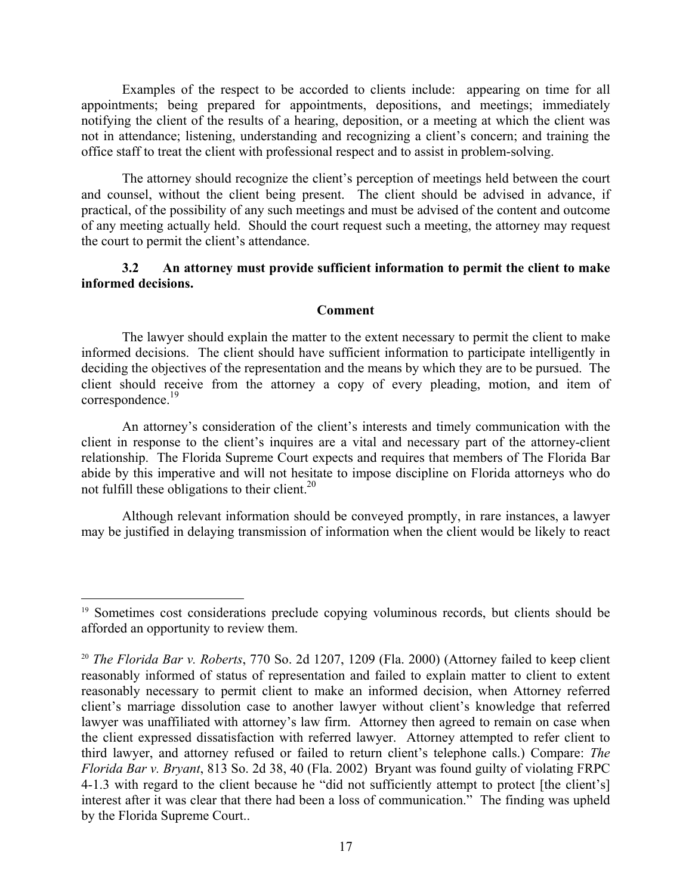Examples of the respect to be accorded to clients include: appearing on time for all appointments; being prepared for appointments, depositions, and meetings; immediately notifying the client of the results of a hearing, deposition, or a meeting at which the client was not in attendance; listening, understanding and recognizing a client's concern; and training the office staff to treat the client with professional respect and to assist in problem-solving.

The attorney should recognize the client's perception of meetings held between the court and counsel, without the client being present. The client should be advised in advance, if practical, of the possibility of any such meetings and must be advised of the content and outcome of any meeting actually held. Should the court request such a meeting, the attorney may request the court to permit the client's attendance.

**3.2 An attorney must provide sufficient information to permit the client to make informed decisions.**

**Comment**

The lawyer should explain the matter to the extent necessary to permit the client to make informed decisions. The client should have sufficient information to participate intelligently in deciding the objectives of the representation and the means by which they are to be pursued. The client should receive from the attorney a copy of every pleading, motion, and item of correspondence.[19]

An attorney's consideration of the client's interests and timely communication with the client in response to the client's inquires are a vital and necessary part of the attorney-client relationship. The Florida Supreme Court expects and requires that members of The Florida Bar abide by this imperative and will not hesitate to impose discipline on Florida attorneys who do not fulfill these obligations to their client.[20]

Although relevant information should be conveyed promptly, in rare instances, a lawyer may be justified in delaying transmission of information when the client would be likely to react

---

[19] Sometimes cost considerations preclude copying voluminous records, but clients should be afforded an opportunity to review them.

[20] *The Florida Bar v. Roberts*, 770 So. 2d 1207, 1209 (Fla. 2000) (Attorney failed to keep client reasonably informed of status of representation and failed to explain matter to client to extent reasonably necessary to permit client to make an informed decision, when Attorney referred client's marriage dissolution case to another lawyer without client's knowledge that referred lawyer was unaffiliated with attorney's law firm. Attorney then agreed to remain on case when the client expressed dissatisfaction with referred lawyer. Attorney attempted to refer client to third lawyer, and attorney refused or failed to return client's telephone calls.) Compare: *The Florida Bar v. Bryant*, 813 So. 2d 38, 40 (Fla. 2002) Bryant was found guilty of violating FRPC 4-1.3 with regard to the client because he "did not sufficiently attempt to protect [the client's] interest after it was clear that there had been a loss of communication." The finding was upheld by the Florida Supreme Court..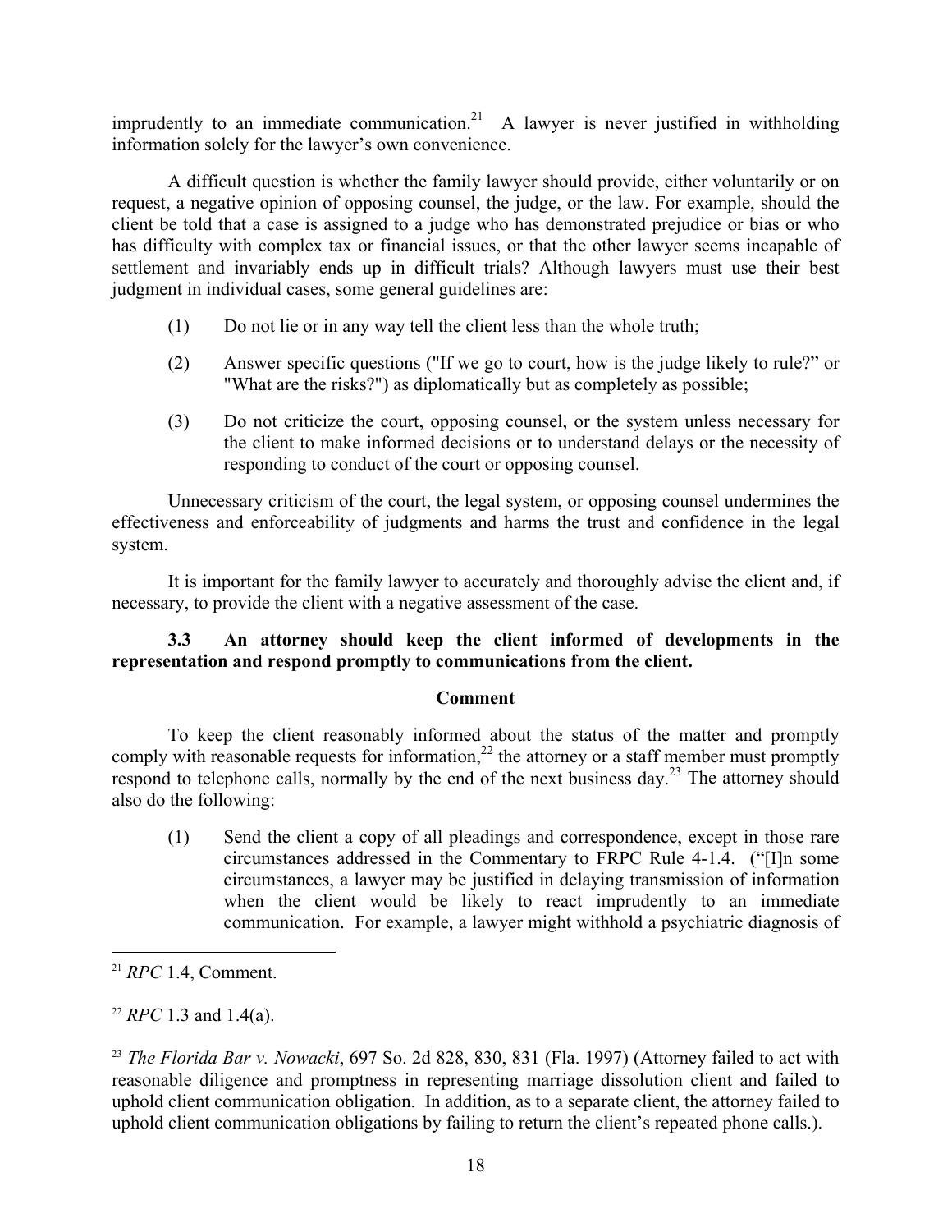imprudently to an immediate communication.[21] A lawyer is never justified in withholding information solely for the lawyer's own convenience.

A difficult question is whether the family lawyer should provide, either voluntarily or on request, a negative opinion of opposing counsel, the judge, or the law. For example, should the client be told that a case is assigned to a judge who has demonstrated prejudice or bias or who has difficulty with complex tax or financial issues, or that the other lawyer seems incapable of settlement and invariably ends up in difficult trials? Although lawyers must use their best judgment in individual cases, some general guidelines are:

(1) Do not lie or in any way tell the client less than the whole truth;

(2) Answer specific questions ("If we go to court, how is the judge likely to rule?" or "What are the risks?") as diplomatically but as completely as possible;

(3) Do not criticize the court, opposing counsel, or the system unless necessary for the client to make informed decisions or to understand delays or the necessity of responding to conduct of the court or opposing counsel.

Unnecessary criticism of the court, the legal system, or opposing counsel undermines the effectiveness and enforceability of judgments and harms the trust and confidence in the legal system.

It is important for the family lawyer to accurately and thoroughly advise the client and, if necessary, to provide the client with a negative assessment of the case.

**3.3 An attorney should keep the client informed of developments in the representation and respond promptly to communications from the client.**

**Comment**

To keep the client reasonably informed about the status of the matter and promptly comply with reasonable requests for information,[22] the attorney or a staff member must promptly respond to telephone calls, normally by the end of the next business day.[23] The attorney should also do the following:

(1) Send the client a copy of all pleadings and correspondence, except in those rare circumstances addressed in the Commentary to FRPC Rule 4-1.4. ("[I]n some circumstances, a lawyer may be justified in delaying transmission of information when the client would be likely to react imprudently to an immediate communication. For example, a lawyer might withhold a psychiatric diagnosis of

---

[21] *RPC* 1.4, Comment.

[22] *RPC* 1.3 and 1.4(a).

[23] *The Florida Bar v. Nowacki*, 697 So. 2d 828, 830, 831 (Fla. 1997) (Attorney failed to act with reasonable diligence and promptness in representing marriage dissolution client and failed to uphold client communication obligation. In addition, as to a separate client, the attorney failed to uphold client communication obligations by failing to return the client's repeated phone calls.).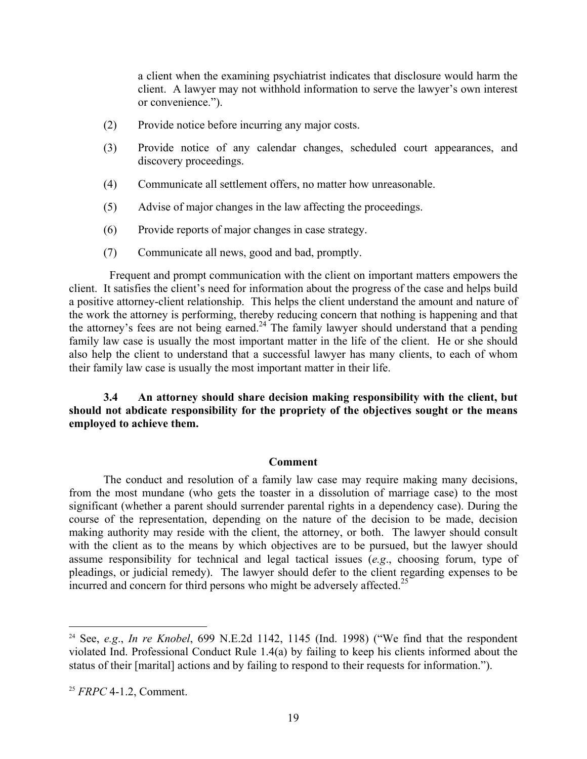a client when the examining psychiatrist indicates that disclosure would harm the client. A lawyer may not withhold information to serve the lawyer's own interest or convenience.").

(2) Provide notice before incurring any major costs.

(3) Provide notice of any calendar changes, scheduled court appearances, and discovery proceedings.

(4) Communicate all settlement offers, no matter how unreasonable.

(5) Advise of major changes in the law affecting the proceedings.

(6) Provide reports of major changes in case strategy.

(7) Communicate all news, good and bad, promptly.

Frequent and prompt communication with the client on important matters empowers the client. It satisfies the client's need for information about the progress of the case and helps build a positive attorney-client relationship. This helps the client understand the amount and nature of the work the attorney is performing, thereby reducing concern that nothing is happening and that the attorney's fees are not being earned.[24] The family lawyer should understand that a pending family law case is usually the most important matter in the life of the client. He or she should also help the client to understand that a successful lawyer has many clients, to each of whom their family law case is usually the most important matter in their life.

**3.4 An attorney should share decision making responsibility with the client, but should not abdicate responsibility for the propriety of the objectives sought or the means employed to achieve them.**

**Comment**

The conduct and resolution of a family law case may require making many decisions, from the most mundane (who gets the toaster in a dissolution of marriage case) to the most significant (whether a parent should surrender parental rights in a dependency case). During the course of the representation, depending on the nature of the decision to be made, decision making authority may reside with the client, the attorney, or both. The lawyer should consult with the client as to the means by which objectives are to be pursued, but the lawyer should assume responsibility for technical and legal tactical issues (*e.g*., choosing forum, type of pleadings, or judicial remedy). The lawyer should defer to the client regarding expenses to be incurred and concern for third persons who might be adversely affected.[25]

---

[24] See, *e.g*., *In re Knobel*, 699 N.E.2d 1142, 1145 (Ind. 1998) ("We find that the respondent violated Ind. Professional Conduct Rule 1.4(a) by failing to keep his clients informed about the status of their [marital] actions and by failing to respond to their requests for information.").

[25] *FRPC* 4-1.2, Comment.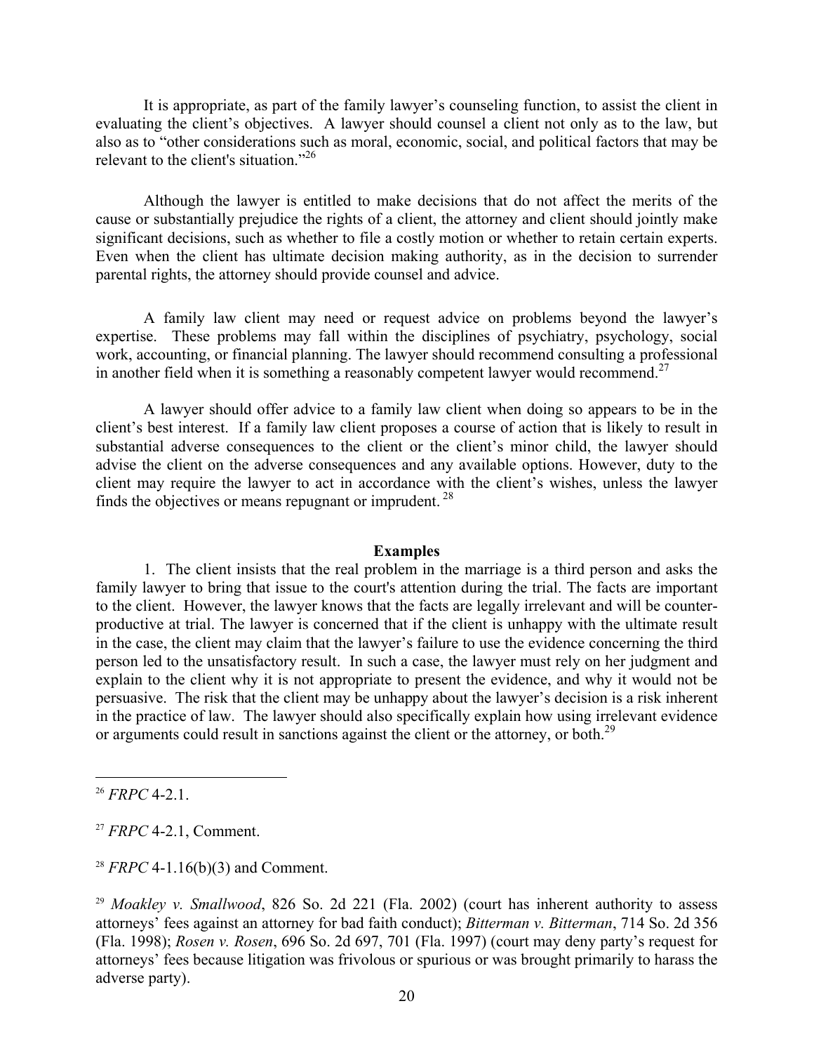It is appropriate, as part of the family lawyer's counseling function, to assist the client in evaluating the client's objectives. A lawyer should counsel a client not only as to the law, but also as to "other considerations such as moral, economic, social, and political factors that may be relevant to the client's situation."[26]

Although the lawyer is entitled to make decisions that do not affect the merits of the cause or substantially prejudice the rights of a client, the attorney and client should jointly make significant decisions, such as whether to file a costly motion or whether to retain certain experts. Even when the client has ultimate decision making authority, as in the decision to surrender parental rights, the attorney should provide counsel and advice.

A family law client may need or request advice on problems beyond the lawyer's expertise. These problems may fall within the disciplines of psychiatry, psychology, social work, accounting, or financial planning. The lawyer should recommend consulting a professional in another field when it is something a reasonably competent lawyer would recommend.[27]

A lawyer should offer advice to a family law client when doing so appears to be in the client's best interest. If a family law client proposes a course of action that is likely to result in substantial adverse consequences to the client or the client's minor child, the lawyer should advise the client on the adverse consequences and any available options. However, duty to the client may require the lawyer to act in accordance with the client's wishes, unless the lawyer finds the objectives or means repugnant or imprudent. [28]

**Examples**

1. The client insists that the real problem in the marriage is a third person and asks the family lawyer to bring that issue to the court's attention during the trial. The facts are important to the client. However, the lawyer knows that the facts are legally irrelevant and will be counter-productive at trial. The lawyer is concerned that if the client is unhappy with the ultimate result in the case, the client may claim that the lawyer's failure to use the evidence concerning the third person led to the unsatisfactory result. In such a case, the lawyer must rely on her judgment and explain to the client why it is not appropriate to present the evidence, and why it would not be persuasive. The risk that the client may be unhappy about the lawyer's decision is a risk inherent in the practice of law. The lawyer should also specifically explain how using irrelevant evidence or arguments could result in sanctions against the client or the attorney, or both.[29]

---

[26] *FRPC* 4-2.1.

[27] *FRPC* 4-2.1, Comment.

[28] *FRPC* 4-1.16(b)(3) and Comment.

[29] *Moakley v. Smallwood*, 826 So. 2d 221 (Fla. 2002) (court has inherent authority to assess attorneys' fees against an attorney for bad faith conduct); *Bitterman v. Bitterman*, 714 So. 2d 356 (Fla. 1998); *Rosen v. Rosen*, 696 So. 2d 697, 701 (Fla. 1997) (court may deny party's request for attorneys' fees because litigation was frivolous or spurious or was brought primarily to harass the adverse party).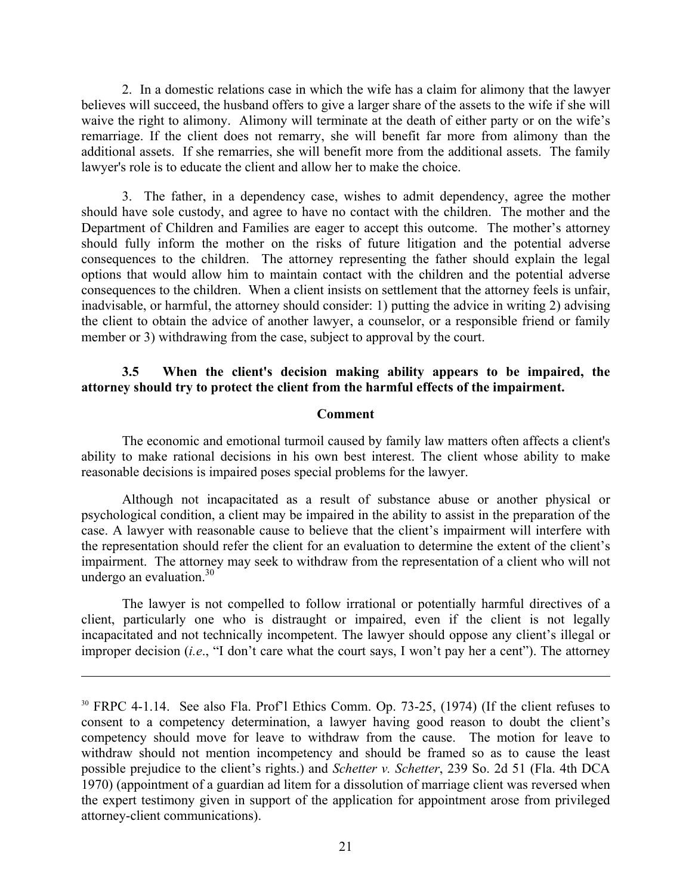2. In a domestic relations case in which the wife has a claim for alimony that the lawyer believes will succeed, the husband offers to give a larger share of the assets to the wife if she will waive the right to alimony. Alimony will terminate at the death of either party or on the wife's remarriage. If the client does not remarry, she will benefit far more from alimony than the additional assets. If she remarries, she will benefit more from the additional assets. The family lawyer's role is to educate the client and allow her to make the choice.

3. The father, in a dependency case, wishes to admit dependency, agree the mother should have sole custody, and agree to have no contact with the children. The mother and the Department of Children and Families are eager to accept this outcome. The mother's attorney should fully inform the mother on the risks of future litigation and the potential adverse consequences to the children. The attorney representing the father should explain the legal options that would allow him to maintain contact with the children and the potential adverse consequences to the children. When a client insists on settlement that the attorney feels is unfair, inadvisable, or harmful, the attorney should consider: 1) putting the advice in writing 2) advising the client to obtain the advice of another lawyer, a counselor, or a responsible friend or family member or 3) withdrawing from the case, subject to approval by the court.

**3.5 When the client's decision making ability appears to be impaired, the attorney should try to protect the client from the harmful effects of the impairment.**

**Comment**

The economic and emotional turmoil caused by family law matters often affects a client's ability to make rational decisions in his own best interest. The client whose ability to make reasonable decisions is impaired poses special problems for the lawyer.

Although not incapacitated as a result of substance abuse or another physical or psychological condition, a client may be impaired in the ability to assist in the preparation of the case. A lawyer with reasonable cause to believe that the client's impairment will interfere with the representation should refer the client for an evaluation to determine the extent of the client's impairment. The attorney may seek to withdraw from the representation of a client who will not undergo an evaluation.[30]

The lawyer is not compelled to follow irrational or potentially harmful directives of a client, particularly one who is distraught or impaired, even if the client is not legally incapacitated and not technically incompetent. The lawyer should oppose any client's illegal or improper decision (*i.e*., "I don't care what the court says, I won't pay her a cent"). The attorney

---

[30] FRPC 4-1.14. See also Fla. Prof'l Ethics Comm. Op. 73-25, (1974) (If the client refuses to consent to a competency determination, a lawyer having good reason to doubt the client's competency should move for leave to withdraw from the cause. The motion for leave to withdraw should not mention incompetency and should be framed so as to cause the least possible prejudice to the client's rights.) and *Schetter v. Schetter*, 239 So. 2d 51 (Fla. 4th DCA 1970) (appointment of a guardian ad litem for a dissolution of marriage client was reversed when the expert testimony given in support of the application for appointment arose from privileged attorney-client communications).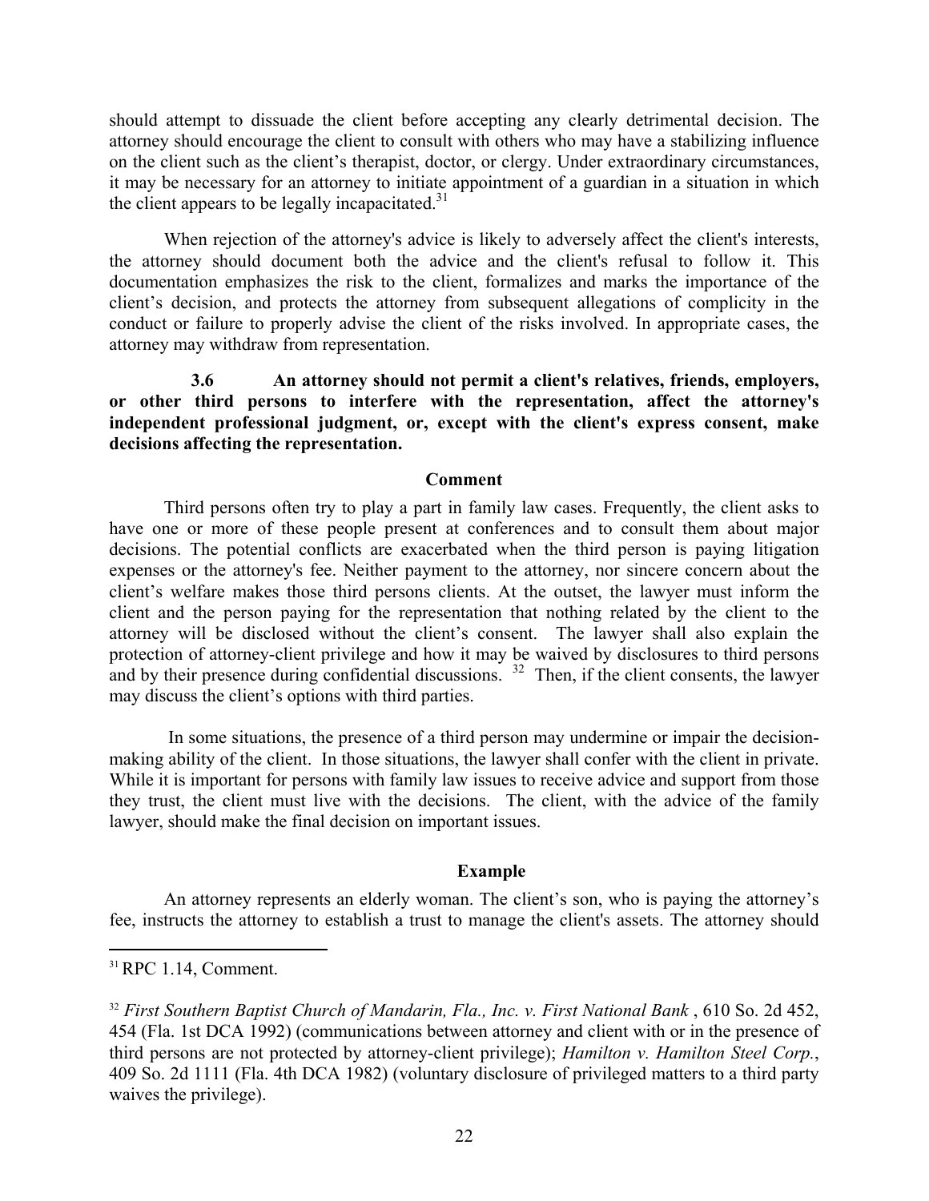should attempt to dissuade the client before accepting any clearly detrimental decision. The attorney should encourage the client to consult with others who may have a stabilizing influence on the client such as the client's therapist, doctor, or clergy. Under extraordinary circumstances, it may be necessary for an attorney to initiate appointment of a guardian in a situation in which the client appears to be legally incapacitated.[31]

When rejection of the attorney's advice is likely to adversely affect the client's interests, the attorney should document both the advice and the client's refusal to follow it. This documentation emphasizes the risk to the client, formalizes and marks the importance of the client's decision, and protects the attorney from subsequent allegations of complicity in the conduct or failure to properly advise the client of the risks involved. In appropriate cases, the attorney may withdraw from representation.

**3.6 An attorney should not permit a client's relatives, friends, employers, or other third persons to interfere with the representation, affect the attorney's independent professional judgment, or, except with the client's express consent, make decisions affecting the representation.**

**Comment**

Third persons often try to play a part in family law cases. Frequently, the client asks to have one or more of these people present at conferences and to consult them about major decisions. The potential conflicts are exacerbated when the third person is paying litigation expenses or the attorney's fee. Neither payment to the attorney, nor sincere concern about the client's welfare makes those third persons clients. At the outset, the lawyer must inform the client and the person paying for the representation that nothing related by the client to the attorney will be disclosed without the client's consent. The lawyer shall also explain the protection of attorney-client privilege and how it may be waived by disclosures to third persons and by their presence during confidential discussions. [32] Then, if the client consents, the lawyer may discuss the client's options with third parties.

In some situations, the presence of a third person may undermine or impair the decision-making ability of the client. In those situations, the lawyer shall confer with the client in private. While it is important for persons with family law issues to receive advice and support from those they trust, the client must live with the decisions. The client, with the advice of the family lawyer, should make the final decision on important issues.

**Example**

An attorney represents an elderly woman. The client's son, who is paying the attorney's fee, instructs the attorney to establish a trust to manage the client's assets. The attorney should

---

[31] RPC 1.14, Comment.

[32] *First Southern Baptist Church of Mandarin, Fla., Inc. v. First National Bank* , 610 So. 2d 452, 454 (Fla. 1st DCA 1992) (communications between attorney and client with or in the presence of third persons are not protected by attorney-client privilege); *Hamilton v. Hamilton Steel Corp.*, 409 So. 2d 1111 (Fla. 4th DCA 1982) (voluntary disclosure of privileged matters to a third party waives the privilege).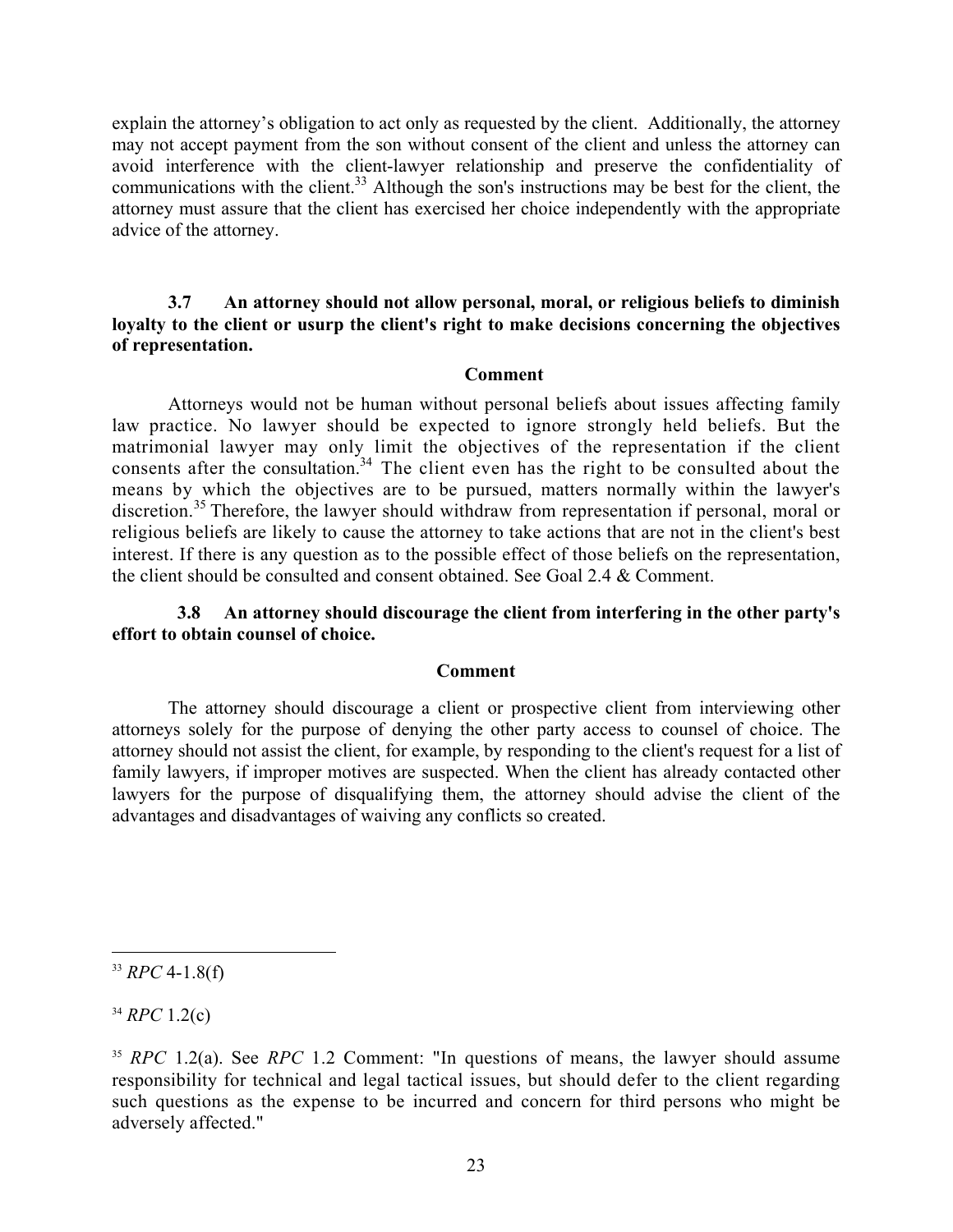explain the attorney's obligation to act only as requested by the client. Additionally, the attorney may not accept payment from the son without consent of the client and unless the attorney can avoid interference with the client-lawyer relationship and preserve the confidentiality of communications with the client.[33] Although the son's instructions may be best for the client, the attorney must assure that the client has exercised her choice independently with the appropriate advice of the attorney.

**3.7 An attorney should not allow personal, moral, or religious beliefs to diminish loyalty to the client or usurp the client's right to make decisions concerning the objectives of representation.**

**Comment**

Attorneys would not be human without personal beliefs about issues affecting family law practice. No lawyer should be expected to ignore strongly held beliefs. But the matrimonial lawyer may only limit the objectives of the representation if the client consents after the consultation.[34] The client even has the right to be consulted about the means by which the objectives are to be pursued, matters normally within the lawyer's discretion.[35] Therefore, the lawyer should withdraw from representation if personal, moral or religious beliefs are likely to cause the attorney to take actions that are not in the client's best interest. If there is any question as to the possible effect of those beliefs on the representation, the client should be consulted and consent obtained. See Goal 2.4 & Comment.

**3.8 An attorney should discourage the client from interfering in the other party's effort to obtain counsel of choice.**

**Comment**

The attorney should discourage a client or prospective client from interviewing other attorneys solely for the purpose of denying the other party access to counsel of choice. The attorney should not assist the client, for example, by responding to the client's request for a list of family lawyers, if improper motives are suspected. When the client has already contacted other lawyers for the purpose of disqualifying them, the attorney should advise the client of the advantages and disadvantages of waiving any conflicts so created.

---

[33] *RPC* 4-1.8(f)

[34] *RPC* 1.2(c)

[35] *RPC* 1.2(a). See *RPC* 1.2 Comment: "In questions of means, the lawyer should assume responsibility for technical and legal tactical issues, but should defer to the client regarding such questions as the expense to be incurred and concern for third persons who might be adversely affected."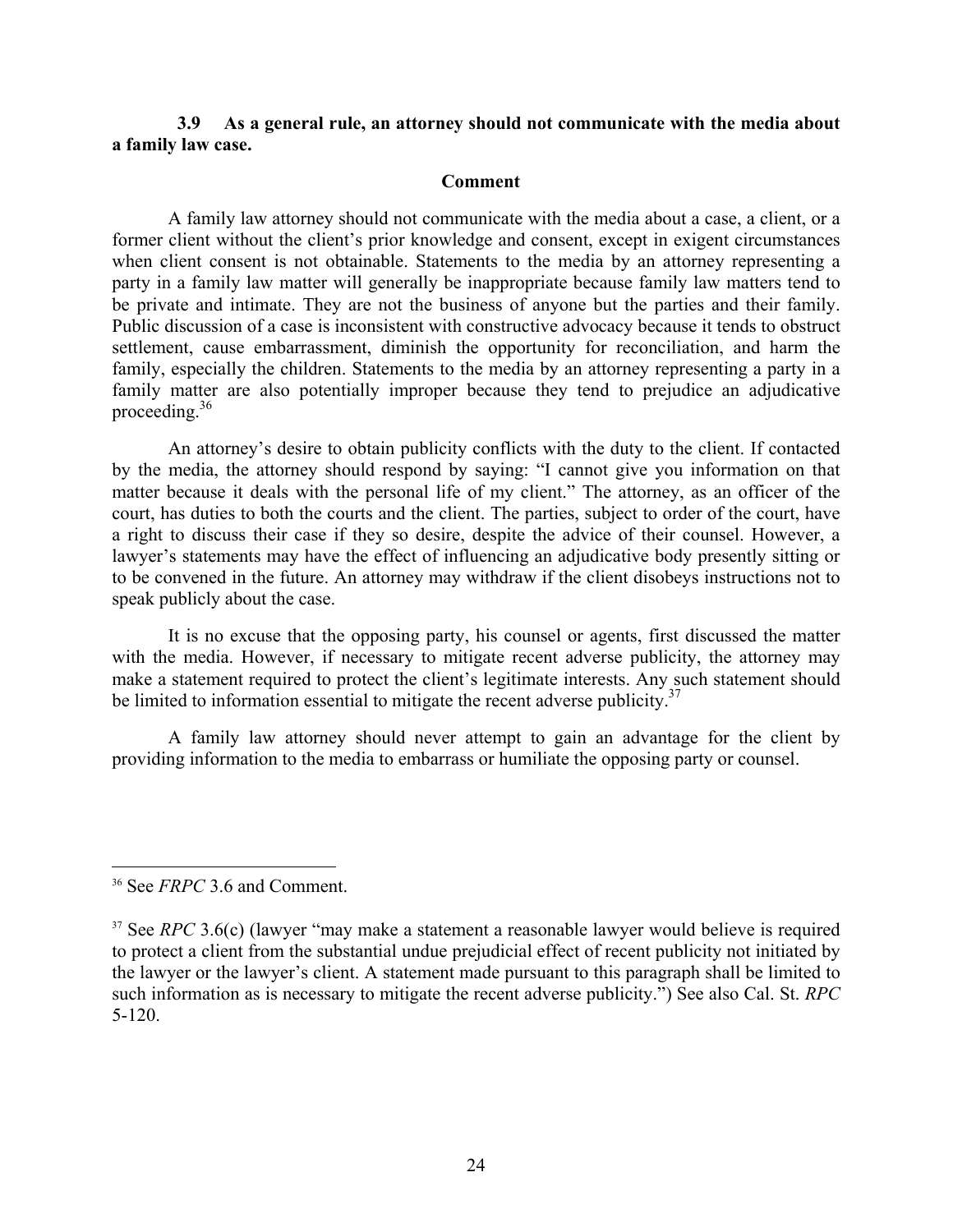**3.9 As a general rule, an attorney should not communicate with the media about a family law case.**

**Comment**

A family law attorney should not communicate with the media about a case, a client, or a former client without the client's prior knowledge and consent, except in exigent circumstances when client consent is not obtainable. Statements to the media by an attorney representing a party in a family law matter will generally be inappropriate because family law matters tend to be private and intimate. They are not the business of anyone but the parties and their family. Public discussion of a case is inconsistent with constructive advocacy because it tends to obstruct settlement, cause embarrassment, diminish the opportunity for reconciliation, and harm the family, especially the children. Statements to the media by an attorney representing a party in a family matter are also potentially improper because they tend to prejudice an adjudicative proceeding.[36]

An attorney's desire to obtain publicity conflicts with the duty to the client. If contacted by the media, the attorney should respond by saying: "I cannot give you information on that matter because it deals with the personal life of my client." The attorney, as an officer of the court, has duties to both the courts and the client. The parties, subject to order of the court, have a right to discuss their case if they so desire, despite the advice of their counsel. However, a lawyer's statements may have the effect of influencing an adjudicative body presently sitting or to be convened in the future. An attorney may withdraw if the client disobeys instructions not to speak publicly about the case.

It is no excuse that the opposing party, his counsel or agents, first discussed the matter with the media. However, if necessary to mitigate recent adverse publicity, the attorney may make a statement required to protect the client's legitimate interests. Any such statement should be limited to information essential to mitigate the recent adverse publicity.[37]

A family law attorney should never attempt to gain an advantage for the client by providing information to the media to embarrass or humiliate the opposing party or counsel.

---

[36] See *FRPC* 3.6 and Comment.

[37] See *RPC* 3.6(c) (lawyer "may make a statement a reasonable lawyer would believe is required to protect a client from the substantial undue prejudicial effect of recent publicity not initiated by the lawyer or the lawyer's client. A statement made pursuant to this paragraph shall be limited to such information as is necessary to mitigate the recent adverse publicity.") See also Cal. St. *RPC* 5-120.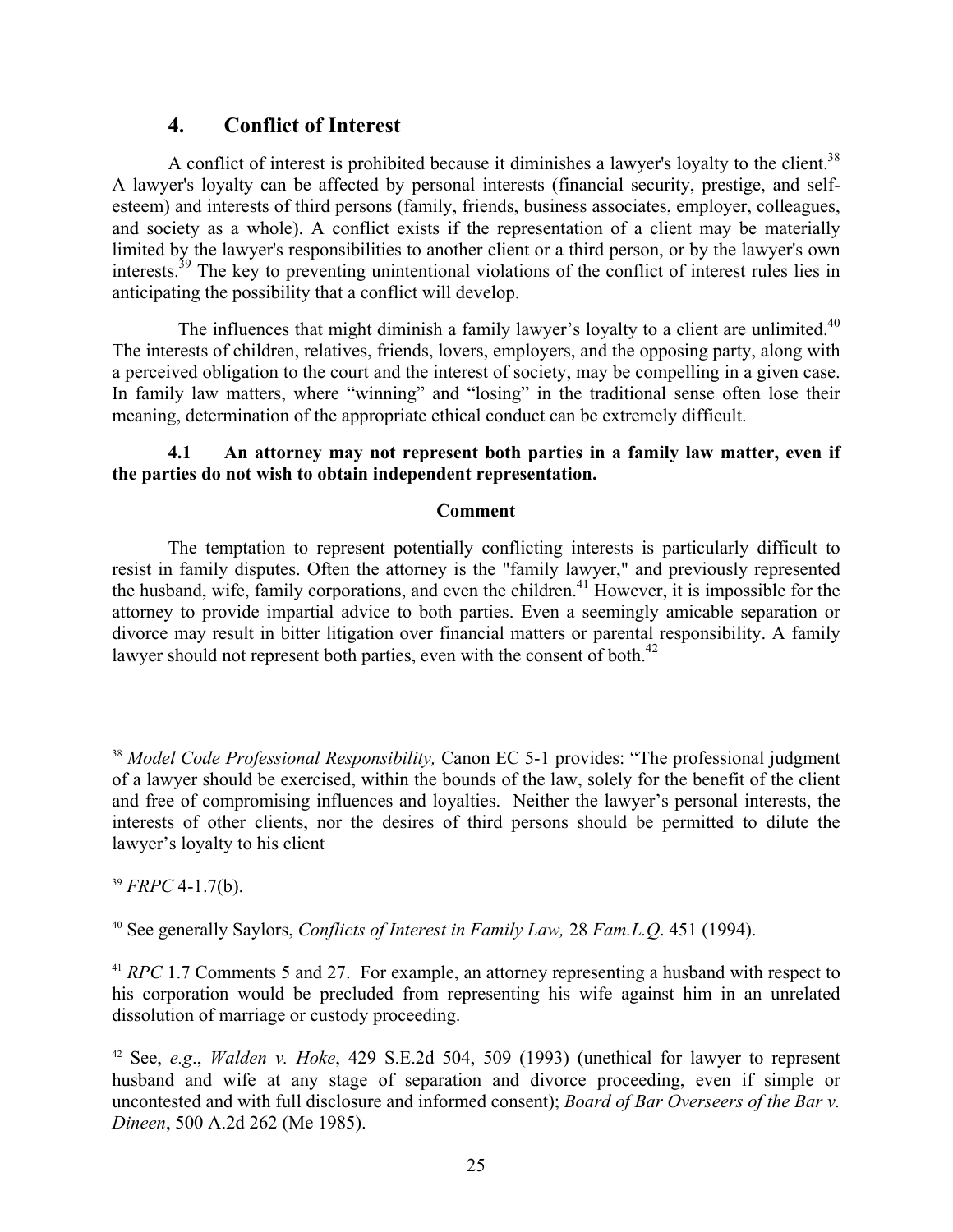## 4. Conflict of Interest

A conflict of interest is prohibited because it diminishes a lawyer's loyalty to the client.[38] A lawyer's loyalty can be affected by personal interests (financial security, prestige, and self-esteem) and interests of third persons (family, friends, business associates, employer, colleagues, and society as a whole). A conflict exists if the representation of a client may be materially limited by the lawyer's responsibilities to another client or a third person, or by the lawyer's own interests.[39] The key to preventing unintentional violations of the conflict of interest rules lies in anticipating the possibility that a conflict will develop.

The influences that might diminish a family lawyer's loyalty to a client are unlimited.[40] The interests of children, relatives, friends, lovers, employers, and the opposing party, along with a perceived obligation to the court and the interest of society, may be compelling in a given case. In family law matters, where "winning" and "losing" in the traditional sense often lose their meaning, determination of the appropriate ethical conduct can be extremely difficult.

**4.1 An attorney may not represent both parties in a family law matter, even if the parties do not wish to obtain independent representation.**

**Comment**

The temptation to represent potentially conflicting interests is particularly difficult to resist in family disputes. Often the attorney is the "family lawyer," and previously represented the husband, wife, family corporations, and even the children.[41] However, it is impossible for the attorney to provide impartial advice to both parties. Even a seemingly amicable separation or divorce may result in bitter litigation over financial matters or parental responsibility. A family lawyer should not represent both parties, even with the consent of both.[42]

---

[38] *Model Code Professional Responsibility,* Canon EC 5-1 provides: "The professional judgment of a lawyer should be exercised, within the bounds of the law, solely for the benefit of the client and free of compromising influences and loyalties. Neither the lawyer's personal interests, the interests of other clients, nor the desires of third persons should be permitted to dilute the lawyer's loyalty to his client

[39] *FRPC* 4-1.7(b).

[40] See generally Saylors, *Conflicts of Interest in Family Law,* 28 *Fam.L.Q*. 451 (1994).

[41] *RPC* 1.7 Comments 5 and 27. For example, an attorney representing a husband with respect to his corporation would be precluded from representing his wife against him in an unrelated dissolution of marriage or custody proceeding.

[42] See, *e.g*., *Walden v. Hoke*, 429 S.E.2d 504, 509 (1993) (unethical for lawyer to represent husband and wife at any stage of separation and divorce proceeding, even if simple or uncontested and with full disclosure and informed consent); *Board of Bar Overseers of the Bar v. Dineen*, 500 A.2d 262 (Me 1985).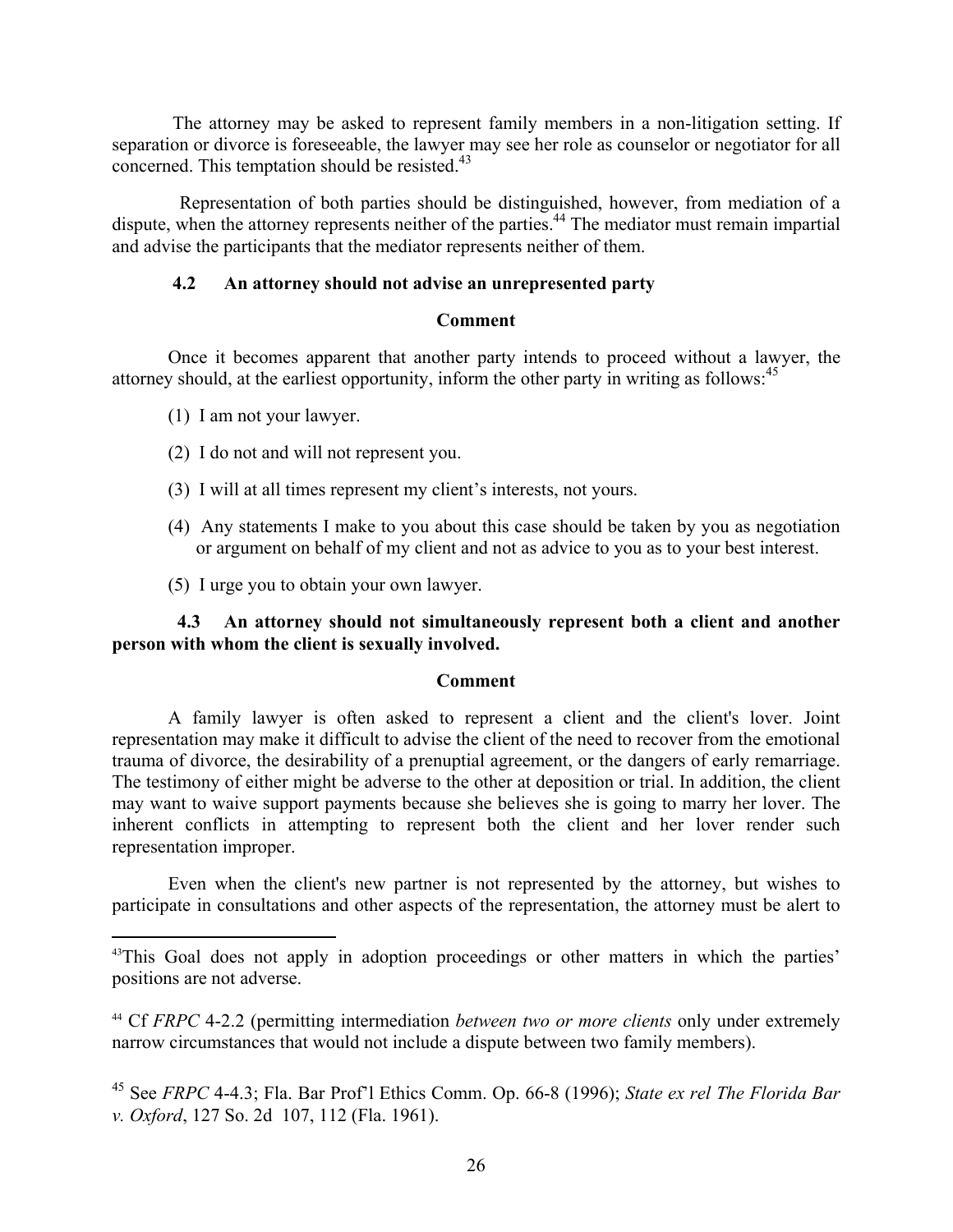The attorney may be asked to represent family members in a non-litigation setting. If separation or divorce is foreseeable, the lawyer may see her role as counselor or negotiator for all concerned. This temptation should be resisted.[43]

Representation of both parties should be distinguished, however, from mediation of a dispute, when the attorney represents neither of the parties.[44] The mediator must remain impartial and advise the participants that the mediator represents neither of them.

### 4.2 An attorney should not advise an unrepresented party

**Comment**

Once it becomes apparent that another party intends to proceed without a lawyer, the attorney should, at the earliest opportunity, inform the other party in writing as follows:[45]

(1) I am not your lawyer.

(2) I do not and will not represent you.

(3) I will at all times represent my client's interests, not yours.

(4) Any statements I make to you about this case should be taken by you as negotiation or argument on behalf of my client and not as advice to you as to your best interest.

(5) I urge you to obtain your own lawyer.

### 4.3 An attorney should not simultaneously represent both a client and another person with whom the client is sexually involved.

**Comment**

A family lawyer is often asked to represent a client and the client's lover. Joint representation may make it difficult to advise the client of the need to recover from the emotional trauma of divorce, the desirability of a prenuptial agreement, or the dangers of early remarriage. The testimony of either might be adverse to the other at deposition or trial. In addition, the client may want to waive support payments because she believes she is going to marry her lover. The inherent conflicts in attempting to represent both the client and her lover render such representation improper.

Even when the client's new partner is not represented by the attorney, but wishes to participate in consultations and other aspects of the representation, the attorney must be alert to

---

[43] This Goal does not apply in adoption proceedings or other matters in which the parties' positions are not adverse.

[44] Cf *FRPC* 4-2.2 (permitting intermediation *between two or more clients* only under extremely narrow circumstances that would not include a dispute between two family members).

[45] See *FRPC* 4-4.3; Fla. Bar Prof'l Ethics Comm. Op. 66-8 (1996); *State ex rel The Florida Bar v. Oxford*, 127 So. 2d 107, 112 (Fla. 1961).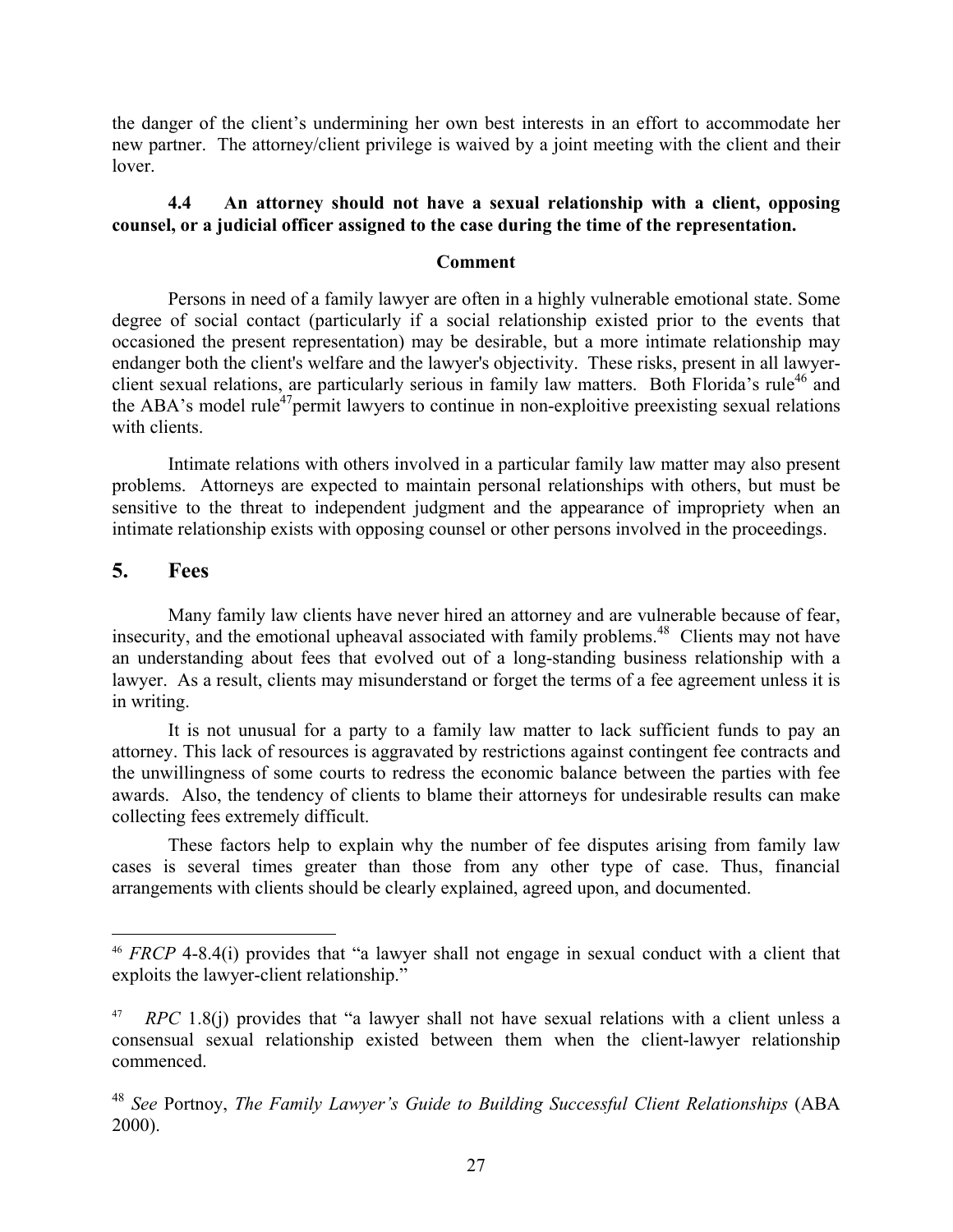the danger of the client's undermining her own best interests in an effort to accommodate her new partner. The attorney/client privilege is waived by a joint meeting with the client and their lover.

**4.4 An attorney should not have a sexual relationship with a client, opposing counsel, or a judicial officer assigned to the case during the time of the representation.**

**Comment**

Persons in need of a family lawyer are often in a highly vulnerable emotional state. Some degree of social contact (particularly if a social relationship existed prior to the events that occasioned the present representation) may be desirable, but a more intimate relationship may endanger both the client's welfare and the lawyer's objectivity. These risks, present in all lawyer-client sexual relations, are particularly serious in family law matters. Both Florida's rule[46] and the ABA's model rule[47] permit lawyers to continue in non-exploitive preexisting sexual relations with clients.

Intimate relations with others involved in a particular family law matter may also present problems. Attorneys are expected to maintain personal relationships with others, but must be sensitive to the threat to independent judgment and the appearance of impropriety when an intimate relationship exists with opposing counsel or other persons involved in the proceedings.

## 5. Fees

Many family law clients have never hired an attorney and are vulnerable because of fear, insecurity, and the emotional upheaval associated with family problems.[48] Clients may not have an understanding about fees that evolved out of a long-standing business relationship with a lawyer. As a result, clients may misunderstand or forget the terms of a fee agreement unless it is in writing.

It is not unusual for a party to a family law matter to lack sufficient funds to pay an attorney. This lack of resources is aggravated by restrictions against contingent fee contracts and the unwillingness of some courts to redress the economic balance between the parties with fee awards. Also, the tendency of clients to blame their attorneys for undesirable results can make collecting fees extremely difficult.

These factors help to explain why the number of fee disputes arising from family law cases is several times greater than those from any other type of case. Thus, financial arrangements with clients should be clearly explained, agreed upon, and documented.

---

[46] *FRCP* 4-8.4(i) provides that "a lawyer shall not engage in sexual conduct with a client that exploits the lawyer-client relationship."

[47] *RPC* 1.8(j) provides that "a lawyer shall not have sexual relations with a client unless a consensual sexual relationship existed between them when the client-lawyer relationship commenced.

[48] *See* Portnoy, *The Family Lawyer's Guide to Building Successful Client Relationships* (ABA 2000).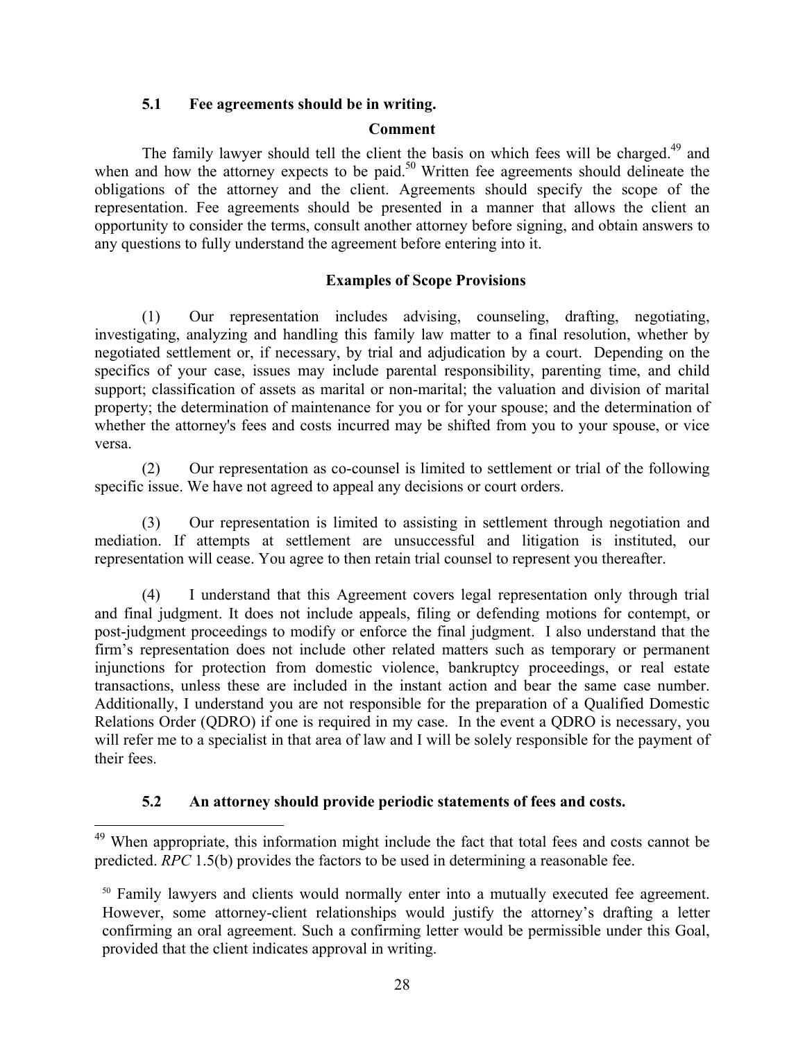### 5.1 Fee agreements should be in writing.

**Comment**

The family lawyer should tell the client the basis on which fees will be charged.[49] and when and how the attorney expects to be paid.[50] Written fee agreements should delineate the obligations of the attorney and the client. Agreements should specify the scope of the representation. Fee agreements should be presented in a manner that allows the client an opportunity to consider the terms, consult another attorney before signing, and obtain answers to any questions to fully understand the agreement before entering into it.

**Examples of Scope Provisions**

(1) Our representation includes advising, counseling, drafting, negotiating, investigating, analyzing and handling this family law matter to a final resolution, whether by negotiated settlement or, if necessary, by trial and adjudication by a court. Depending on the specifics of your case, issues may include parental responsibility, parenting time, and child support; classification of assets as marital or non-marital; the valuation and division of marital property; the determination of maintenance for you or for your spouse; and the determination of whether the attorney's fees and costs incurred may be shifted from you to your spouse, or vice versa.

(2) Our representation as co-counsel is limited to settlement or trial of the following specific issue. We have not agreed to appeal any decisions or court orders.

(3) Our representation is limited to assisting in settlement through negotiation and mediation. If attempts at settlement are unsuccessful and litigation is instituted, our representation will cease. You agree to then retain trial counsel to represent you thereafter.

(4) I understand that this Agreement covers legal representation only through trial and final judgment. It does not include appeals, filing or defending motions for contempt, or post-judgment proceedings to modify or enforce the final judgment. I also understand that the firm's representation does not include other related matters such as temporary or permanent injunctions for protection from domestic violence, bankruptcy proceedings, or real estate transactions, unless these are included in the instant action and bear the same case number. Additionally, I understand you are not responsible for the preparation of a Qualified Domestic Relations Order (QDRO) if one is required in my case. In the event a QDRO is necessary, you will refer me to a specialist in that area of law and I will be solely responsible for the payment of their fees.

### 5.2 An attorney should provide periodic statements of fees and costs.

---

[49] When appropriate, this information might include the fact that total fees and costs cannot be predicted. *RPC* 1.5(b) provides the factors to be used in determining a reasonable fee.

[50] Family lawyers and clients would normally enter into a mutually executed fee agreement. However, some attorney-client relationships would justify the attorney's drafting a letter confirming an oral agreement. Such a confirming letter would be permissible under this Goal, provided that the client indicates approval in writing.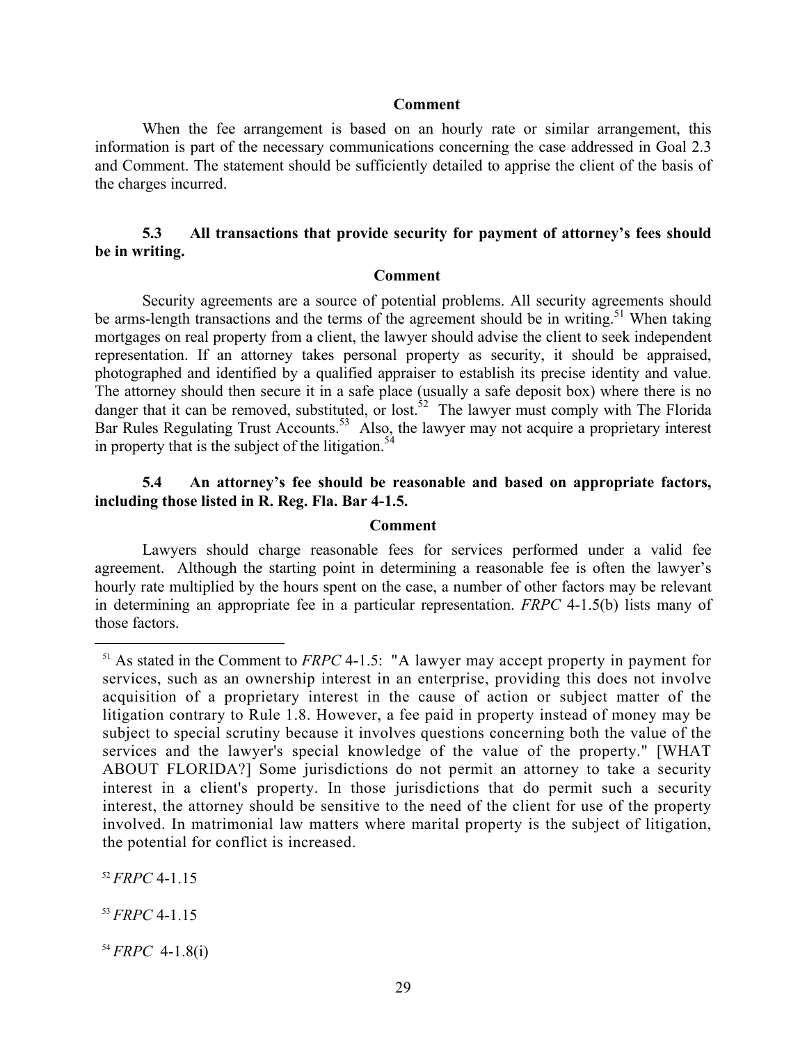**Comment**

When the fee arrangement is based on an hourly rate or similar arrangement, this information is part of the necessary communications concerning the case addressed in Goal 2.3 and Comment. The statement should be sufficiently detailed to apprise the client of the basis of the charges incurred.

**5.3 All transactions that provide security for payment of attorney's fees should be in writing.**

**Comment**

Security agreements are a source of potential problems. All security agreements should be arms-length transactions and the terms of the agreement should be in writing.[51] When taking mortgages on real property from a client, the lawyer should advise the client to seek independent representation. If an attorney takes personal property as security, it should be appraised, photographed and identified by a qualified appraiser to establish its precise identity and value. The attorney should then secure it in a safe place (usually a safe deposit box) where there is no danger that it can be removed, substituted, or lost.[52] The lawyer must comply with The Florida Bar Rules Regulating Trust Accounts.[53] Also, the lawyer may not acquire a proprietary interest in property that is the subject of the litigation.[54]

**5.4 An attorney's fee should be reasonable and based on appropriate factors, including those listed in R. Reg. Fla. Bar 4-1.5.**

**Comment**

Lawyers should charge reasonable fees for services performed under a valid fee agreement. Although the starting point in determining a reasonable fee is often the lawyer's hourly rate multiplied by the hours spent on the case, a number of other factors may be relevant in determining an appropriate fee in a particular representation. *FRPC* 4-1.5(b) lists many of those factors.

---

[51] As stated in the Comment to *FRPC* 4-1.5: "A lawyer may accept property in payment for services, such as an ownership interest in an enterprise, providing this does not involve acquisition of a proprietary interest in the cause of action or subject matter of the litigation contrary to Rule 1.8. However, a fee paid in property instead of money may be subject to special scrutiny because it involves questions concerning both the value of the services and the lawyer's special knowledge of the value of the property." [WHAT ABOUT FLORIDA?] Some jurisdictions do not permit an attorney to take a security interest in a client's property. In those jurisdictions that do permit such a security interest, the attorney should be sensitive to the need of the client for use of the property involved. In matrimonial law matters where marital property is the subject of litigation, the potential for conflict is increased.

[52] *FRPC* 4-1.15

[53] *FRPC* 4-1.15

[54] *FRPC* 4-1.8(i)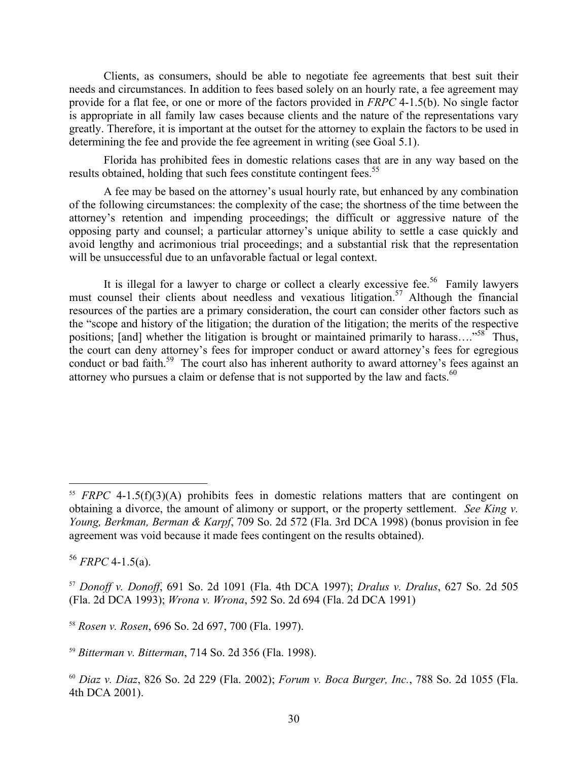Clients, as consumers, should be able to negotiate fee agreements that best suit their needs and circumstances. In addition to fees based solely on an hourly rate, a fee agreement may provide for a flat fee, or one or more of the factors provided in *FRPC* 4-1.5(b). No single factor is appropriate in all family law cases because clients and the nature of the representations vary greatly. Therefore, it is important at the outset for the attorney to explain the factors to be used in determining the fee and provide the fee agreement in writing (see Goal 5.1).

Florida has prohibited fees in domestic relations cases that are in any way based on the results obtained, holding that such fees constitute contingent fees.[55]

A fee may be based on the attorney's usual hourly rate, but enhanced by any combination of the following circumstances: the complexity of the case; the shortness of the time between the attorney's retention and impending proceedings; the difficult or aggressive nature of the opposing party and counsel; a particular attorney's unique ability to settle a case quickly and avoid lengthy and acrimonious trial proceedings; and a substantial risk that the representation will be unsuccessful due to an unfavorable factual or legal context.

It is illegal for a lawyer to charge or collect a clearly excessive fee.[56] Family lawyers must counsel their clients about needless and vexatious litigation.[57] Although the financial resources of the parties are a primary consideration, the court can consider other factors such as the "scope and history of the litigation; the duration of the litigation; the merits of the respective positions; [and] whether the litigation is brought or maintained primarily to harass…."[58] Thus, the court can deny attorney's fees for improper conduct or award attorney's fees for egregious conduct or bad faith.[59] The court also has inherent authority to award attorney's fees against an attorney who pursues a claim or defense that is not supported by the law and facts.[60]

---

[55] *FRPC* 4-1.5(f)(3)(A) prohibits fees in domestic relations matters that are contingent on obtaining a divorce, the amount of alimony or support, or the property settlement. *See King v. Young, Berkman, Berman & Karpf*, 709 So. 2d 572 (Fla. 3rd DCA 1998) (bonus provision in fee agreement was void because it made fees contingent on the results obtained).

[56] *FRPC* 4-1.5(a).

[57] *Donoff v. Donoff*, 691 So. 2d 1091 (Fla. 4th DCA 1997); *Dralus v. Dralus*, 627 So. 2d 505 (Fla. 2d DCA 1993); *Wrona v. Wrona*, 592 So. 2d 694 (Fla. 2d DCA 1991)

[58] *Rosen v. Rosen*, 696 So. 2d 697, 700 (Fla. 1997).

[59] *Bitterman v. Bitterman*, 714 So. 2d 356 (Fla. 1998).

[60] *Diaz v. Diaz*, 826 So. 2d 229 (Fla. 2002); *Forum v. Boca Burger, Inc.*, 788 So. 2d 1055 (Fla. 4th DCA 2001).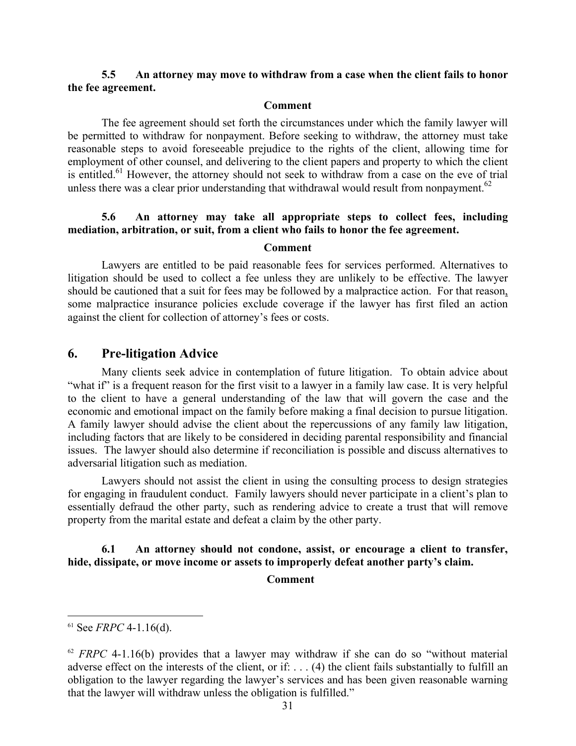**5.5 An attorney may move to withdraw from a case when the client fails to honor the fee agreement.**

**Comment**

The fee agreement should set forth the circumstances under which the family lawyer will be permitted to withdraw for nonpayment. Before seeking to withdraw, the attorney must take reasonable steps to avoid foreseeable prejudice to the rights of the client, allowing time for employment of other counsel, and delivering to the client papers and property to which the client is entitled.[61] However, the attorney should not seek to withdraw from a case on the eve of trial unless there was a clear prior understanding that withdrawal would result from nonpayment.[62]

**5.6 An attorney may take all appropriate steps to collect fees, including mediation, arbitration, or suit, from a client who fails to honor the fee agreement.**

**Comment**

Lawyers are entitled to be paid reasonable fees for services performed. Alternatives to litigation should be used to collect a fee unless they are unlikely to be effective. The lawyer should be cautioned that a suit for fees may be followed by a malpractice action. For that reason, some malpractice insurance policies exclude coverage if the lawyer has first filed an action against the client for collection of attorney's fees or costs.

## 6. Pre-litigation Advice

Many clients seek advice in contemplation of future litigation. To obtain advice about "what if" is a frequent reason for the first visit to a lawyer in a family law case. It is very helpful to the client to have a general understanding of the law that will govern the case and the economic and emotional impact on the family before making a final decision to pursue litigation. A family lawyer should advise the client about the repercussions of any family law litigation, including factors that are likely to be considered in deciding parental responsibility and financial issues. The lawyer should also determine if reconciliation is possible and discuss alternatives to adversarial litigation such as mediation.

Lawyers should not assist the client in using the consulting process to design strategies for engaging in fraudulent conduct. Family lawyers should never participate in a client's plan to essentially defraud the other party, such as rendering advice to create a trust that will remove property from the marital estate and defeat a claim by the other party.

**6.1 An attorney should not condone, assist, or encourage a client to transfer, hide, dissipate, or move income or assets to improperly defeat another party's claim.**

**Comment**

---

[61] See *FRPC* 4-1.16(d).

[62] *FRPC* 4-1.16(b) provides that a lawyer may withdraw if she can do so "without material adverse effect on the interests of the client, or if: . . . (4) the client fails substantially to fulfill an obligation to the lawyer regarding the lawyer's services and has been given reasonable warning that the lawyer will withdraw unless the obligation is fulfilled."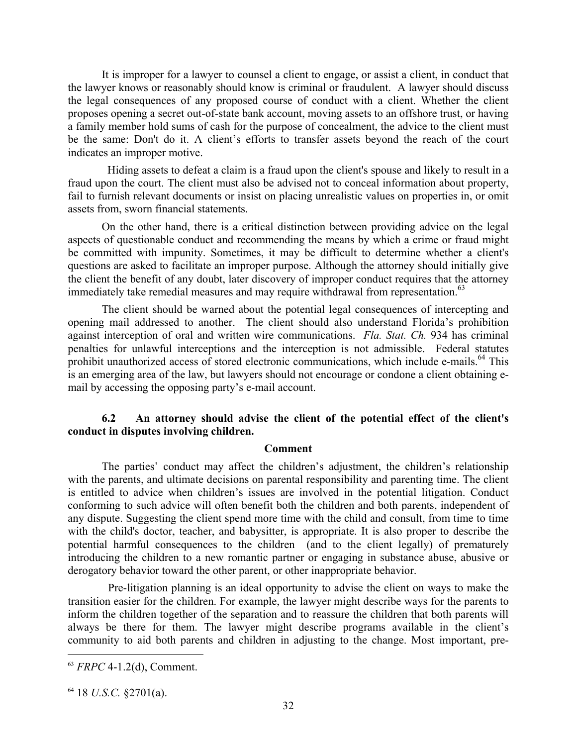It is improper for a lawyer to counsel a client to engage, or assist a client, in conduct that the lawyer knows or reasonably should know is criminal or fraudulent. A lawyer should discuss the legal consequences of any proposed course of conduct with a client. Whether the client proposes opening a secret out-of-state bank account, moving assets to an offshore trust, or having a family member hold sums of cash for the purpose of concealment, the advice to the client must be the same: Don't do it. A client's efforts to transfer assets beyond the reach of the court indicates an improper motive.

Hiding assets to defeat a claim is a fraud upon the client's spouse and likely to result in a fraud upon the court. The client must also be advised not to conceal information about property, fail to furnish relevant documents or insist on placing unrealistic values on properties in, or omit assets from, sworn financial statements.

On the other hand, there is a critical distinction between providing advice on the legal aspects of questionable conduct and recommending the means by which a crime or fraud might be committed with impunity. Sometimes, it may be difficult to determine whether a client's questions are asked to facilitate an improper purpose. Although the attorney should initially give the client the benefit of any doubt, later discovery of improper conduct requires that the attorney immediately take remedial measures and may require withdrawal from representation.[63]

The client should be warned about the potential legal consequences of intercepting and opening mail addressed to another. The client should also understand Florida's prohibition against interception of oral and written wire communications. *Fla. Stat. Ch.* 934 has criminal penalties for unlawful interceptions and the interception is not admissible. Federal statutes prohibit unauthorized access of stored electronic communications, which include e-mails.[64] This is an emerging area of the law, but lawyers should not encourage or condone a client obtaining e-mail by accessing the opposing party's e-mail account.

**6.2 An attorney should advise the client of the potential effect of the client's conduct in disputes involving children.**

**Comment**

The parties' conduct may affect the children's adjustment, the children's relationship with the parents, and ultimate decisions on parental responsibility and parenting time. The client is entitled to advice when children's issues are involved in the potential litigation. Conduct conforming to such advice will often benefit both the children and both parents, independent of any dispute. Suggesting the client spend more time with the child and consult, from time to time with the child's doctor, teacher, and babysitter, is appropriate. It is also proper to describe the potential harmful consequences to the children (and to the client legally) of prematurely introducing the children to a new romantic partner or engaging in substance abuse, abusive or derogatory behavior toward the other parent, or other inappropriate behavior.

Pre-litigation planning is an ideal opportunity to advise the client on ways to make the transition easier for the children. For example, the lawyer might describe ways for the parents to inform the children together of the separation and to reassure the children that both parents will always be there for them. The lawyer might describe programs available in the client's community to aid both parents and children in adjusting to the change. Most important, pre-

---

[63] *FRPC* 4-1.2(d), Comment.

[64] 18 *U.S.C.* §2701(a).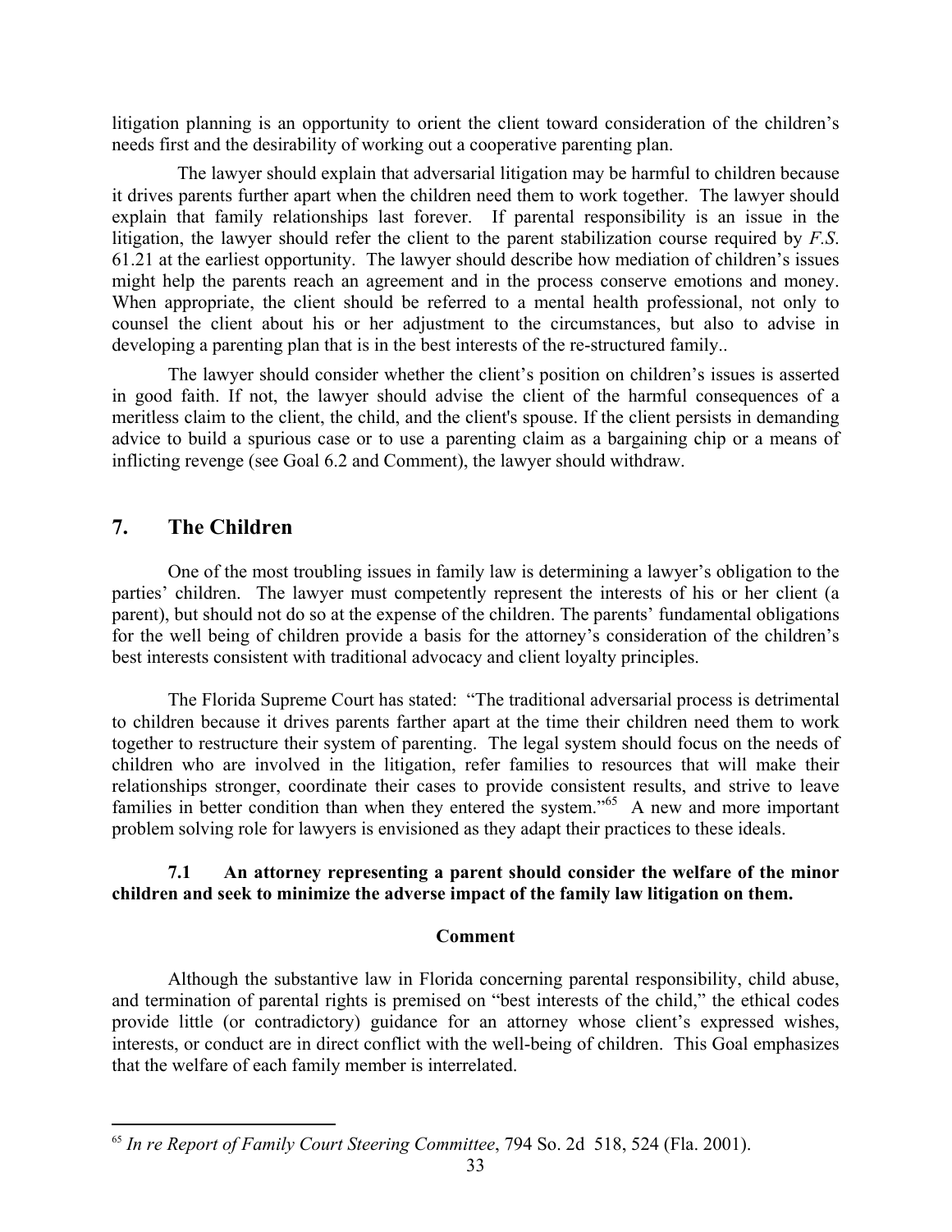litigation planning is an opportunity to orient the client toward consideration of the children's needs first and the desirability of working out a cooperative parenting plan.

The lawyer should explain that adversarial litigation may be harmful to children because it drives parents further apart when the children need them to work together. The lawyer should explain that family relationships last forever. If parental responsibility is an issue in the litigation, the lawyer should refer the client to the parent stabilization course required by *F.S.* 61.21 at the earliest opportunity. The lawyer should describe how mediation of children's issues might help the parents reach an agreement and in the process conserve emotions and money. When appropriate, the client should be referred to a mental health professional, not only to counsel the client about his or her adjustment to the circumstances, but also to advise in developing a parenting plan that is in the best interests of the re-structured family..

The lawyer should consider whether the client's position on children's issues is asserted in good faith. If not, the lawyer should advise the client of the harmful consequences of a meritless claim to the client, the child, and the client's spouse. If the client persists in demanding advice to build a spurious case or to use a parenting claim as a bargaining chip or a means of inflicting revenge (see Goal 6.2 and Comment), the lawyer should withdraw.

## 7. The Children

One of the most troubling issues in family law is determining a lawyer's obligation to the parties' children. The lawyer must competently represent the interests of his or her client (a parent), but should not do so at the expense of the children. The parents' fundamental obligations for the well being of children provide a basis for the attorney's consideration of the children's best interests consistent with traditional advocacy and client loyalty principles.

The Florida Supreme Court has stated: "The traditional adversarial process is detrimental to children because it drives parents farther apart at the time their children need them to work together to restructure their system of parenting. The legal system should focus on the needs of children who are involved in the litigation, refer families to resources that will make their relationships stronger, coordinate their cases to provide consistent results, and strive to leave families in better condition than when they entered the system."[65] A new and more important problem solving role for lawyers is envisioned as they adapt their practices to these ideals.

**7.1 An attorney representing a parent should consider the welfare of the minor children and seek to minimize the adverse impact of the family law litigation on them.**

**Comment**

Although the substantive law in Florida concerning parental responsibility, child abuse, and termination of parental rights is premised on "best interests of the child," the ethical codes provide little (or contradictory) guidance for an attorney whose client's expressed wishes, interests, or conduct are in direct conflict with the well-being of children. This Goal emphasizes that the welfare of each family member is interrelated.

---

[65] *In re Report of Family Court Steering Committee*, 794 So. 2d 518, 524 (Fla. 2001).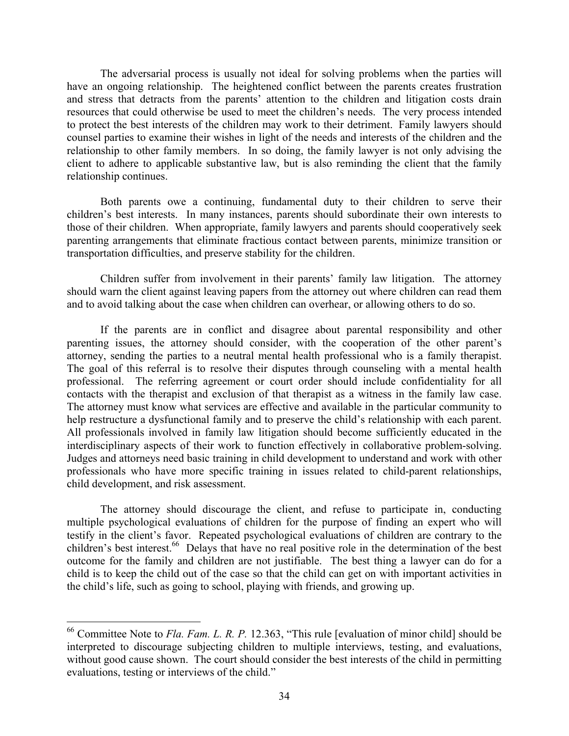The adversarial process is usually not ideal for solving problems when the parties will have an ongoing relationship. The heightened conflict between the parents creates frustration and stress that detracts from the parents' attention to the children and litigation costs drain resources that could otherwise be used to meet the children's needs. The very process intended to protect the best interests of the children may work to their detriment. Family lawyers should counsel parties to examine their wishes in light of the needs and interests of the children and the relationship to other family members. In so doing, the family lawyer is not only advising the client to adhere to applicable substantive law, but is also reminding the client that the family relationship continues.

Both parents owe a continuing, fundamental duty to their children to serve their children's best interests. In many instances, parents should subordinate their own interests to those of their children. When appropriate, family lawyers and parents should cooperatively seek parenting arrangements that eliminate fractious contact between parents, minimize transition or transportation difficulties, and preserve stability for the children.

Children suffer from involvement in their parents' family law litigation. The attorney should warn the client against leaving papers from the attorney out where children can read them and to avoid talking about the case when children can overhear, or allowing others to do so.

If the parents are in conflict and disagree about parental responsibility and other parenting issues, the attorney should consider, with the cooperation of the other parent's attorney, sending the parties to a neutral mental health professional who is a family therapist. The goal of this referral is to resolve their disputes through counseling with a mental health professional. The referring agreement or court order should include confidentiality for all contacts with the therapist and exclusion of that therapist as a witness in the family law case. The attorney must know what services are effective and available in the particular community to help restructure a dysfunctional family and to preserve the child's relationship with each parent. All professionals involved in family law litigation should become sufficiently educated in the interdisciplinary aspects of their work to function effectively in collaborative problem-solving. Judges and attorneys need basic training in child development to understand and work with other professionals who have more specific training in issues related to child-parent relationships, child development, and risk assessment.

The attorney should discourage the client, and refuse to participate in, conducting multiple psychological evaluations of children for the purpose of finding an expert who will testify in the client's favor. Repeated psychological evaluations of children are contrary to the children's best interest.[66] Delays that have no real positive role in the determination of the best outcome for the family and children are not justifiable. The best thing a lawyer can do for a child is to keep the child out of the case so that the child can get on with important activities in the child's life, such as going to school, playing with friends, and growing up.

---

[66] Committee Note to *Fla. Fam. L. R. P.* 12.363, "This rule [evaluation of minor child] should be interpreted to discourage subjecting children to multiple interviews, testing, and evaluations, without good cause shown. The court should consider the best interests of the child in permitting evaluations, testing or interviews of the child."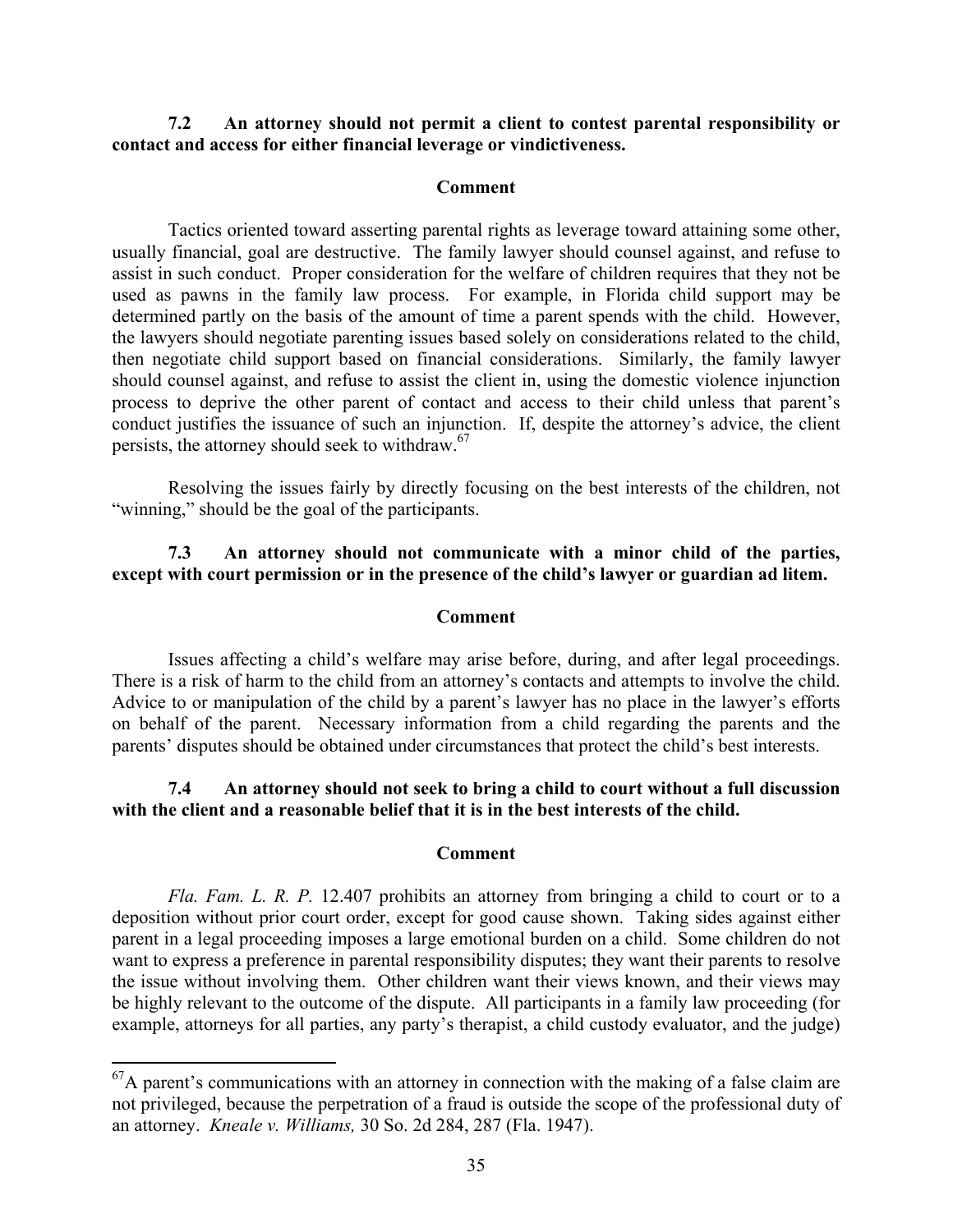**7.2 An attorney should not permit a client to contest parental responsibility or contact and access for either financial leverage or vindictiveness.**

**Comment**

Tactics oriented toward asserting parental rights as leverage toward attaining some other, usually financial, goal are destructive. The family lawyer should counsel against, and refuse to assist in such conduct. Proper consideration for the welfare of children requires that they not be used as pawns in the family law process. For example, in Florida child support may be determined partly on the basis of the amount of time a parent spends with the child. However, the lawyers should negotiate parenting issues based solely on considerations related to the child, then negotiate child support based on financial considerations. Similarly, the family lawyer should counsel against, and refuse to assist the client in, using the domestic violence injunction process to deprive the other parent of contact and access to their child unless that parent's conduct justifies the issuance of such an injunction. If, despite the attorney's advice, the client persists, the attorney should seek to withdraw.[67]

Resolving the issues fairly by directly focusing on the best interests of the children, not "winning," should be the goal of the participants.

**7.3 An attorney should not communicate with a minor child of the parties, except with court permission or in the presence of the child's lawyer or guardian ad litem.**

**Comment**

Issues affecting a child's welfare may arise before, during, and after legal proceedings. There is a risk of harm to the child from an attorney's contacts and attempts to involve the child. Advice to or manipulation of the child by a parent's lawyer has no place in the lawyer's efforts on behalf of the parent. Necessary information from a child regarding the parents and the parents' disputes should be obtained under circumstances that protect the child's best interests.

**7.4 An attorney should not seek to bring a child to court without a full discussion with the client and a reasonable belief that it is in the best interests of the child.**

**Comment**

*Fla. Fam. L. R. P.* 12.407 prohibits an attorney from bringing a child to court or to a deposition without prior court order, except for good cause shown. Taking sides against either parent in a legal proceeding imposes a large emotional burden on a child. Some children do not want to express a preference in parental responsibility disputes; they want their parents to resolve the issue without involving them. Other children want their views known, and their views may be highly relevant to the outcome of the dispute. All participants in a family law proceeding (for example, attorneys for all parties, any party's therapist, a child custody evaluator, and the judge)

---

[67] A parent's communications with an attorney in connection with the making of a false claim are not privileged, because the perpetration of a fraud is outside the scope of the professional duty of an attorney. *Kneale v. Williams,* 30 So. 2d 284, 287 (Fla. 1947).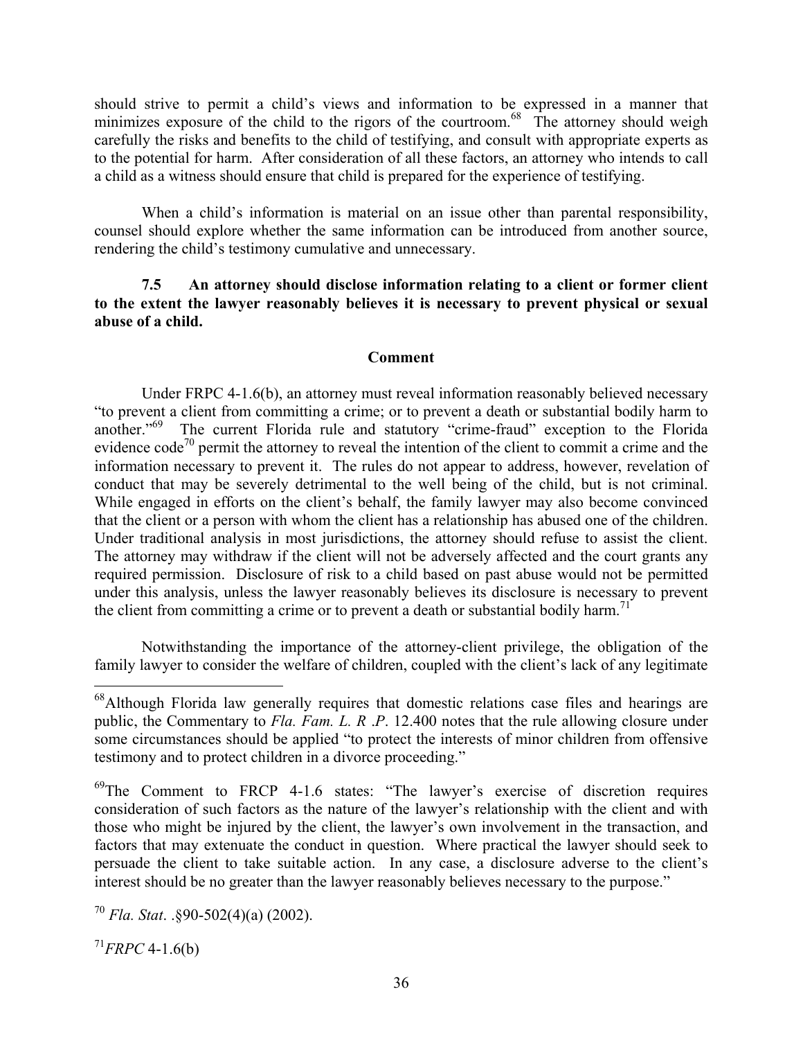should strive to permit a child's views and information to be expressed in a manner that minimizes exposure of the child to the rigors of the courtroom.[68] The attorney should weigh carefully the risks and benefits to the child of testifying, and consult with appropriate experts as to the potential for harm. After consideration of all these factors, an attorney who intends to call a child as a witness should ensure that child is prepared for the experience of testifying.

When a child's information is material on an issue other than parental responsibility, counsel should explore whether the same information can be introduced from another source, rendering the child's testimony cumulative and unnecessary.

**7.5 An attorney should disclose information relating to a client or former client to the extent the lawyer reasonably believes it is necessary to prevent physical or sexual abuse of a child.**

**Comment**

Under FRPC 4-1.6(b), an attorney must reveal information reasonably believed necessary "to prevent a client from committing a crime; or to prevent a death or substantial bodily harm to another."[69] The current Florida rule and statutory "crime-fraud" exception to the Florida evidence code[70] permit the attorney to reveal the intention of the client to commit a crime and the information necessary to prevent it. The rules do not appear to address, however, revelation of conduct that may be severely detrimental to the well being of the child, but is not criminal. While engaged in efforts on the client's behalf, the family lawyer may also become convinced that the client or a person with whom the client has a relationship has abused one of the children. Under traditional analysis in most jurisdictions, the attorney should refuse to assist the client. The attorney may withdraw if the client will not be adversely affected and the court grants any required permission. Disclosure of risk to a child based on past abuse would not be permitted under this analysis, unless the lawyer reasonably believes its disclosure is necessary to prevent the client from committing a crime or to prevent a death or substantial bodily harm.[71]

Notwithstanding the importance of the attorney-client privilege, the obligation of the family lawyer to consider the welfare of children, coupled with the client's lack of any legitimate

---

[68]Although Florida law generally requires that domestic relations case files and hearings are public, the Commentary to *Fla. Fam. L. R .P*. 12.400 notes that the rule allowing closure under some circumstances should be applied "to protect the interests of minor children from offensive testimony and to protect children in a divorce proceeding."

[69]The Comment to FRCP 4-1.6 states: "The lawyer's exercise of discretion requires consideration of such factors as the nature of the lawyer's relationship with the client and with those who might be injured by the client, the lawyer's own involvement in the transaction, and factors that may extenuate the conduct in question. Where practical the lawyer should seek to persuade the client to take suitable action. In any case, a disclosure adverse to the client's interest should be no greater than the lawyer reasonably believes necessary to the purpose."

[70] *Fla. Stat*. .§90-502(4)(a) (2002).

[71]*FRPC* 4-1.6(b)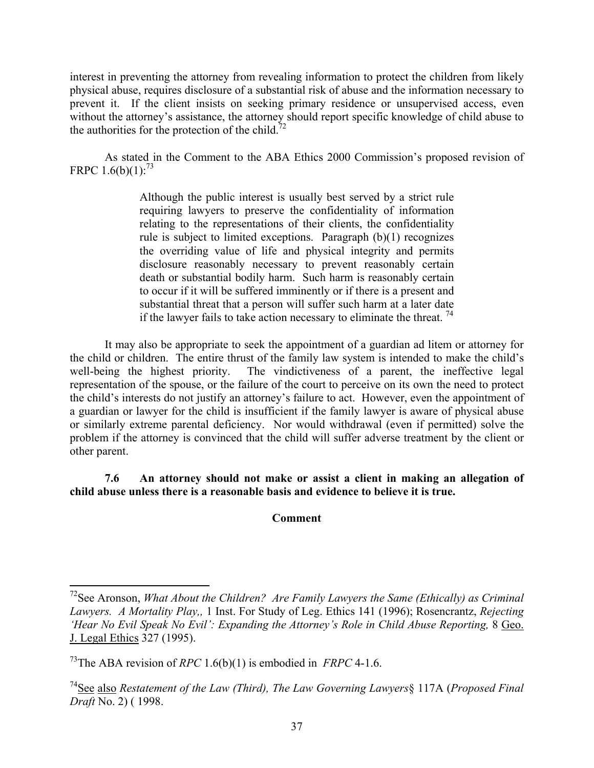interest in preventing the attorney from revealing information to protect the children from likely physical abuse, requires disclosure of a substantial risk of abuse and the information necessary to prevent it. If the client insists on seeking primary residence or unsupervised access, even without the attorney's assistance, the attorney should report specific knowledge of child abuse to the authorities for the protection of the child.[72]

As stated in the Comment to the ABA Ethics 2000 Commission's proposed revision of FRPC 1.6(b)(1):[73]

> Although the public interest is usually best served by a strict rule requiring lawyers to preserve the confidentiality of information relating to the representations of their clients, the confidentiality rule is subject to limited exceptions. Paragraph (b)(1) recognizes the overriding value of life and physical integrity and permits disclosure reasonably necessary to prevent reasonably certain death or substantial bodily harm. Such harm is reasonably certain to occur if it will be suffered imminently or if there is a present and substantial threat that a person will suffer such harm at a later date if the lawyer fails to take action necessary to eliminate the threat. [74]

It may also be appropriate to seek the appointment of a guardian ad litem or attorney for the child or children. The entire thrust of the family law system is intended to make the child's well-being the highest priority. The vindictiveness of a parent, the ineffective legal representation of the spouse, or the failure of the court to perceive on its own the need to protect the child's interests do not justify an attorney's failure to act. However, even the appointment of a guardian or lawyer for the child is insufficient if the family lawyer is aware of physical abuse or similarly extreme parental deficiency. Nor would withdrawal (even if permitted) solve the problem if the attorney is convinced that the child will suffer adverse treatment by the client or other parent.

**7.6 An attorney should not make or assist a client in making an allegation of child abuse unless there is a reasonable basis and evidence to believe it is true.**

**Comment**

---

[72]See Aronson, *What About the Children? Are Family Lawyers the Same (Ethically) as Criminal Lawyers. A Mortality Play,,* 1 Inst. For Study of Leg. Ethics 141 (1996); Rosencrantz, *Rejecting 'Hear No Evil Speak No Evil': Expanding the Attorney's Role in Child Abuse Reporting,* 8 Geo. J. Legal Ethics 327 (1995).

[73]The ABA revision of *RPC* 1.6(b)(1) is embodied in *FRPC* 4-1.6.

[74]See also *Restatement of the Law (Third), The Law Governing Lawyers*§ 117A (*Proposed Final Draft* No. 2) ( 1998.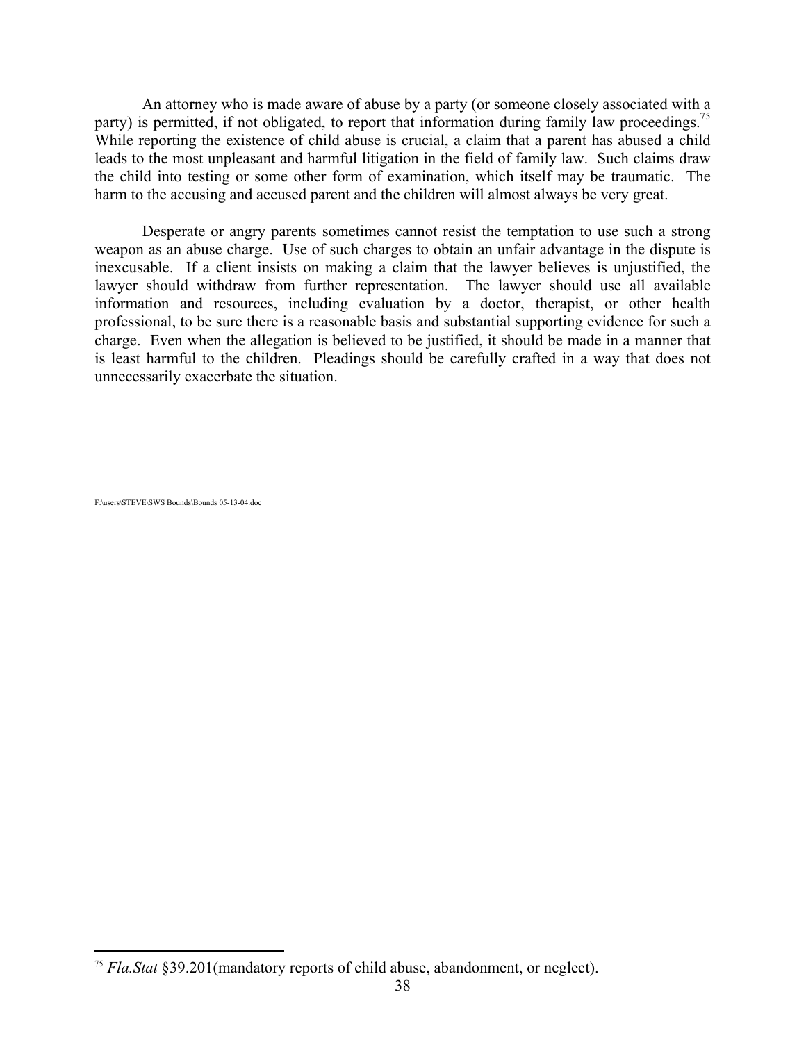An attorney who is made aware of abuse by a party (or someone closely associated with a party) is permitted, if not obligated, to report that information during family law proceedings.[75] While reporting the existence of child abuse is crucial, a claim that a parent has abused a child leads to the most unpleasant and harmful litigation in the field of family law. Such claims draw the child into testing or some other form of examination, which itself may be traumatic. The harm to the accusing and accused parent and the children will almost always be very great.

Desperate or angry parents sometimes cannot resist the temptation to use such a strong weapon as an abuse charge. Use of such charges to obtain an unfair advantage in the dispute is inexcusable. If a client insists on making a claim that the lawyer believes is unjustified, the lawyer should withdraw from further representation. The lawyer should use all available information and resources, including evaluation by a doctor, therapist, or other health professional, to be sure there is a reasonable basis and substantial supporting evidence for such a charge. Even when the allegation is believed to be justified, it should be made in a manner that is least harmful to the children. Pleadings should be carefully crafted in a way that does not unnecessarily exacerbate the situation.

F:\users\STEVE\SWS Bounds\Bounds 05-13-04.doc

---

[75] *Fla.Stat* §39.201(mandatory reports of child abuse, abandonment, or neglect).